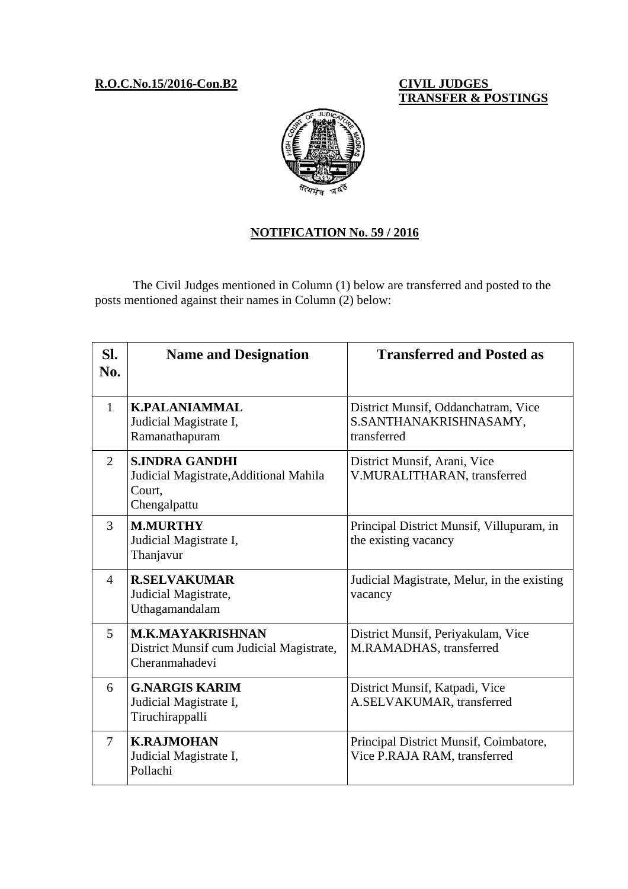**R.O.C.No.15/2016-Con.B2**

**CIVIL JUDGES TRANSFER & POSTINGS**

## NOTIFICATION No. 59 / 2016

The Civil Judges mentioned in Column (1) below are transferred and posted to the posts mentioned against their names in Column (2) below:

| Sl. No. | Name and Designation | Transferred and Posted as |
|---|---|---|
| 1 | **K.PALANIAMMAL** Judicial Magistrate I, Ramanathapuram | District Munsif, Oddanchatram, Vice S.SANTHANAKRISHNASAMY, transferred |
| 2 | **S.INDRA GANDHI** Judicial Magistrate,Additional Mahila Court, Chengalpattu | District Munsif, Arani, Vice V.MURALITHARAN, transferred |
| 3 | **M.MURTHY** Judicial Magistrate I, Thanjavur | Principal District Munsif, Villupuram, in the existing vacancy |
| 4 | **R.SELVAKUMAR** Judicial Magistrate, Uthagamandalam | Judicial Magistrate, Melur, in the existing vacancy |
| 5 | **M.K.MAYAKRISHNAN** District Munsif cum Judicial Magistrate, Cheranmahadevi | District Munsif, Periyakulam, Vice M.RAMADHAS, transferred |
| 6 | **G.NARGIS KARIM** Judicial Magistrate I, Tiruchirappalli | District Munsif, Katpadi, Vice A.SELVAKUMAR, transferred |
| 7 | **K.RAJMOHAN** Judicial Magistrate I, Pollachi | Principal District Munsif, Coimbatore, Vice P.RAJA RAM, transferred |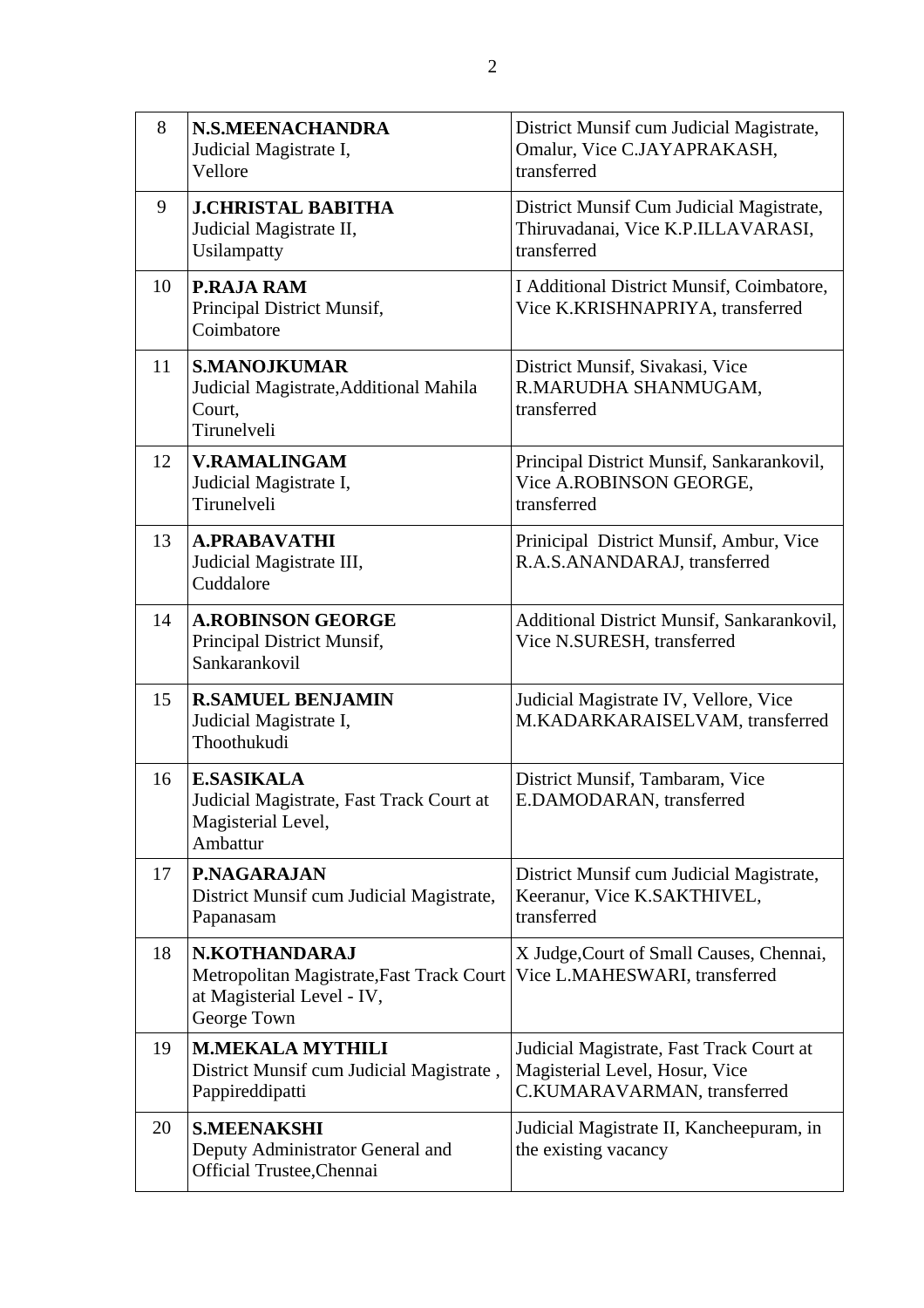| | | |
|---|---|---|
| 8 | **N.S.MEENACHANDRA**<br>Judicial Magistrate I,<br>Vellore | District Munsif cum Judicial Magistrate, Omalur, Vice C.JAYAPRAKASH, transferred |
| 9 | **J.CHRISTAL BABITHA**<br>Judicial Magistrate II,<br>Usilampatty | District Munsif Cum Judicial Magistrate, Thiruvadanai, Vice K.P.ILLAVARASI, transferred |
| 10 | **P.RAJA RAM**<br>Principal District Munsif,<br>Coimbatore | I Additional District Munsif, Coimbatore, Vice K.KRISHNAPRIYA, transferred |
| 11 | **S.MANOJKUMAR**<br>Judicial Magistrate,Additional Mahila Court,<br>Tirunelveli | District Munsif, Sivakasi, Vice R.MARUDHA SHANMUGAM, transferred |
| 12 | **V.RAMALINGAM**<br>Judicial Magistrate I,<br>Tirunelveli | Principal District Munsif, Sankarankovil, Vice A.ROBINSON GEORGE, transferred |
| 13 | **A.PRABAVATHI**<br>Judicial Magistrate III,<br>Cuddalore | Prinicipal District Munsif, Ambur, Vice R.A.S.ANANDARAJ, transferred |
| 14 | **A.ROBINSON GEORGE**<br>Principal District Munsif,<br>Sankarankovil | Additional District Munsif, Sankarankovil, Vice N.SURESH, transferred |
| 15 | **R.SAMUEL BENJAMIN**<br>Judicial Magistrate I,<br>Thoothukudi | Judicial Magistrate IV, Vellore, Vice M.KADARKARAISELVAM, transferred |
| 16 | **E.SASIKALA**<br>Judicial Magistrate, Fast Track Court at Magisterial Level,<br>Ambattur | District Munsif, Tambaram, Vice E.DAMODARAN, transferred |
| 17 | **P.NAGARAJAN**<br>District Munsif cum Judicial Magistrate,<br>Papanasam | District Munsif cum Judicial Magistrate, Keeranur, Vice K.SAKTHIVEL, transferred |
| 18 | **N.KOTHANDARAJ**<br>Metropolitan Magistrate,Fast Track Court at Magisterial Level - IV,<br>George Town | X Judge,Court of Small Causes, Chennai, Vice L.MAHESWARI, transferred |
| 19 | **M.MEKALA MYTHILI**<br>District Munsif cum Judicial Magistrate ,<br>Pappireddipatti | Judicial Magistrate, Fast Track Court at Magisterial Level, Hosur, Vice C.KUMARAVARMAN, transferred |
| 20 | **S.MEENAKSHI**<br>Deputy Administrator General and Official Trustee,Chennai | Judicial Magistrate II, Kancheepuram, in the existing vacancy |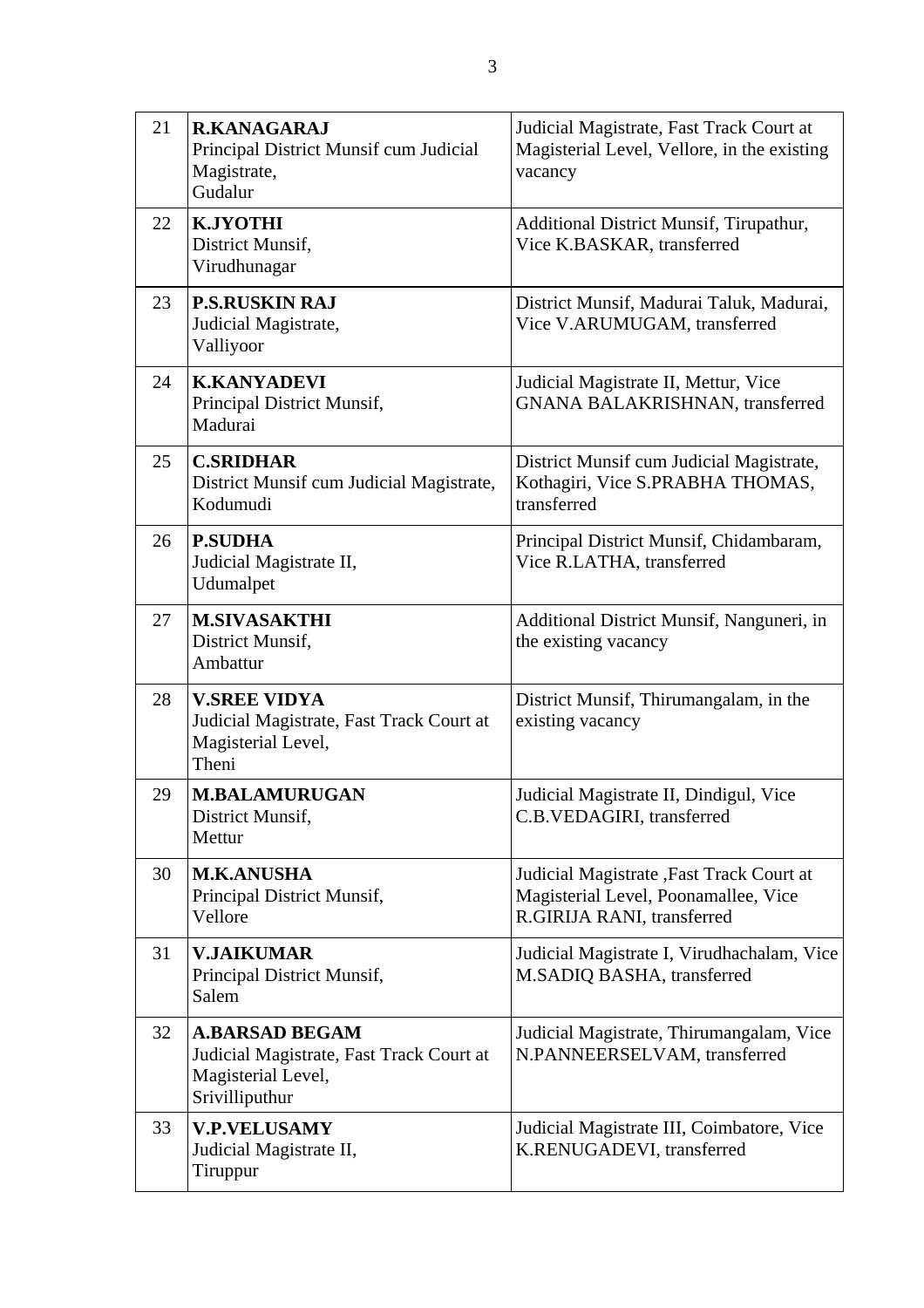| | | |
|---|---|---|
| 21 | **R.KANAGARAJ**<br>Principal District Munsif cum Judicial Magistrate,<br>Gudalur | Judicial Magistrate, Fast Track Court at Magisterial Level, Vellore, in the existing vacancy |
| 22 | **K.JYOTHI**<br>District Munsif,<br>Virudhunagar | Additional District Munsif, Tirupathur, Vice K.BASKAR, transferred |
| 23 | **P.S.RUSKIN RAJ**<br>Judicial Magistrate,<br>Valliyoor | District Munsif, Madurai Taluk, Madurai, Vice V.ARUMUGAM, transferred |
| 24 | **K.KANYADEVI**<br>Principal District Munsif,<br>Madurai | Judicial Magistrate II, Mettur, Vice GNANA BALAKRISHNAN, transferred |
| 25 | **C.SRIDHAR**<br>District Munsif cum Judicial Magistrate,<br>Kodumudi | District Munsif cum Judicial Magistrate, Kothagiri, Vice S.PRABHA THOMAS, transferred |
| 26 | **P.SUDHA**<br>Judicial Magistrate II,<br>Udumalpet | Principal District Munsif, Chidambaram, Vice R.LATHA, transferred |
| 27 | **M.SIVASAKTHI**<br>District Munsif,<br>Ambattur | Additional District Munsif, Nanguneri, in the existing vacancy |
| 28 | **V.SREE VIDYA**<br>Judicial Magistrate, Fast Track Court at Magisterial Level,<br>Theni | District Munsif, Thirumangalam, in the existing vacancy |
| 29 | **M.BALAMURUGAN**<br>District Munsif,<br>Mettur | Judicial Magistrate II, Dindigul, Vice C.B.VEDAGIRI, transferred |
| 30 | **M.K.ANUSHA**<br>Principal District Munsif,<br>Vellore | Judicial Magistrate ,Fast Track Court at Magisterial Level, Poonamallee, Vice R.GIRIJA RANI, transferred |
| 31 | **V.JAIKUMAR**<br>Principal District Munsif,<br>Salem | Judicial Magistrate I, Virudhachalam, Vice M.SADIQ BASHA, transferred |
| 32 | **A.BARSAD BEGAM**<br>Judicial Magistrate, Fast Track Court at Magisterial Level,<br>Srivilliputhur | Judicial Magistrate, Thirumangalam, Vice N.PANNEERSELVAM, transferred |
| 33 | **V.P.VELUSAMY**<br>Judicial Magistrate II,<br>Tiruppur | Judicial Magistrate III, Coimbatore, Vice K.RENUGADEVI, transferred |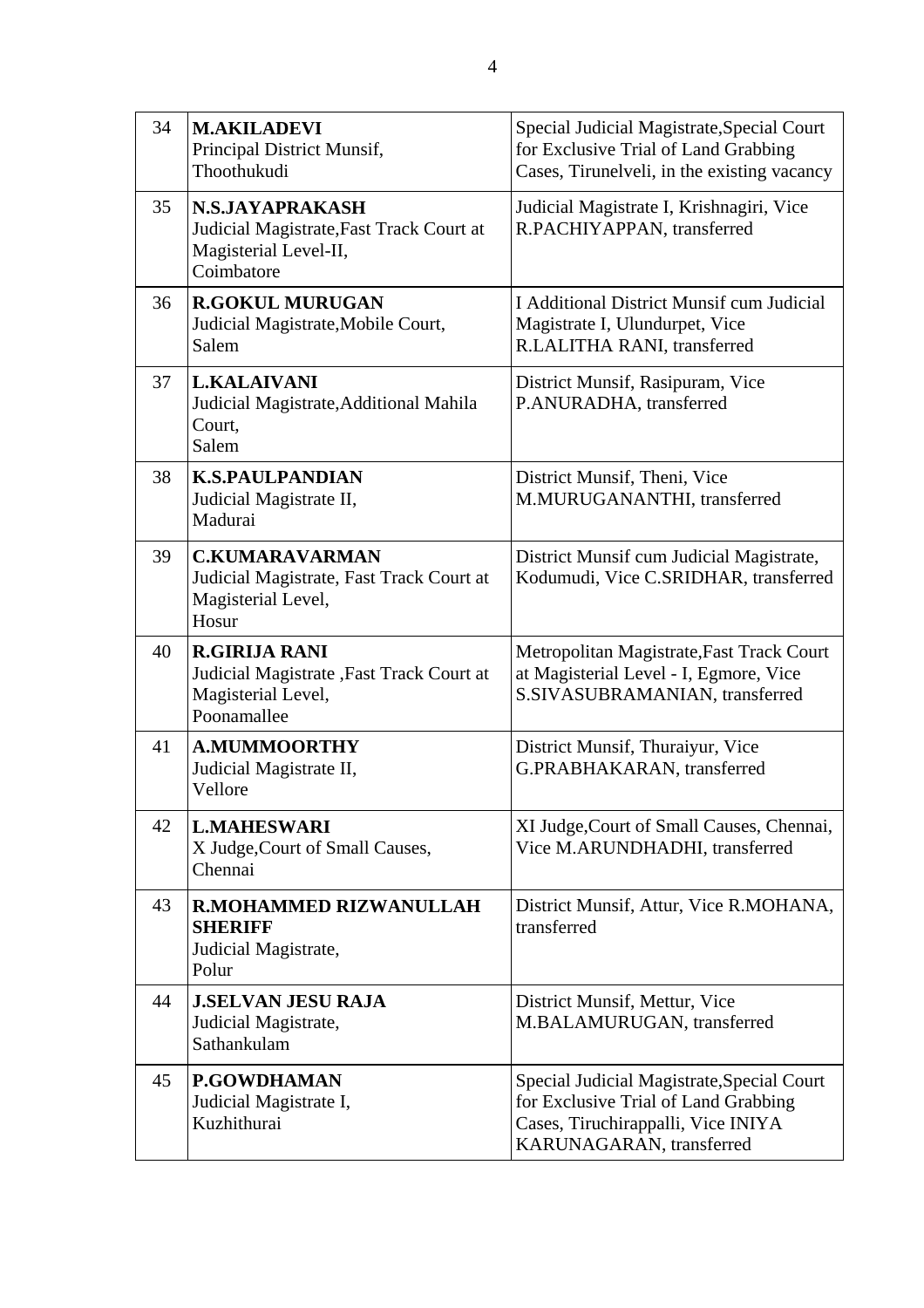| | | |
|---|---|---|
| 34 | **M.AKILADEVI**<br>Principal District Munsif,<br>Thoothukudi | Special Judicial Magistrate,Special Court for Exclusive Trial of Land Grabbing Cases, Tirunelveli, in the existing vacancy |
| 35 | **N.S.JAYAPRAKASH**<br>Judicial Magistrate,Fast Track Court at Magisterial Level-II,<br>Coimbatore | Judicial Magistrate I, Krishnagiri, Vice R.PACHIYAPPAN, transferred |
| 36 | **R.GOKUL MURUGAN**<br>Judicial Magistrate,Mobile Court,<br>Salem | I Additional District Munsif cum Judicial Magistrate I, Ulundurpet, Vice R.LALITHA RANI, transferred |
| 37 | **L.KALAIVANI**<br>Judicial Magistrate,Additional Mahila Court,<br>Salem | District Munsif, Rasipuram, Vice P.ANURADHA, transferred |
| 38 | **K.S.PAULPANDIAN**<br>Judicial Magistrate II,<br>Madurai | District Munsif, Theni, Vice M.MURUGANANTHI, transferred |
| 39 | **C.KUMARAVARMAN**<br>Judicial Magistrate, Fast Track Court at Magisterial Level,<br>Hosur | District Munsif cum Judicial Magistrate, Kodumudi, Vice C.SRIDHAR, transferred |
| 40 | **R.GIRIJA RANI**<br>Judicial Magistrate ,Fast Track Court at Magisterial Level,<br>Poonamallee | Metropolitan Magistrate,Fast Track Court at Magisterial Level - I, Egmore, Vice S.SIVASUBRAMANIAN, transferred |
| 41 | **A.MUMMOORTHY**<br>Judicial Magistrate II,<br>Vellore | District Munsif, Thuraiyur, Vice G.PRABHAKARAN, transferred |
| 42 | **L.MAHESWARI**<br>X Judge,Court of Small Causes,<br>Chennai | XI Judge,Court of Small Causes, Chennai, Vice M.ARUNDHADHI, transferred |
| 43 | **R.MOHAMMED RIZWANULLAH SHERIFF**<br>Judicial Magistrate,<br>Polur | District Munsif, Attur, Vice R.MOHANA, transferred |
| 44 | **J.SELVAN JESU RAJA**<br>Judicial Magistrate,<br>Sathankulam | District Munsif, Mettur, Vice M.BALAMURUGAN, transferred |
| 45 | **P.GOWDHAMAN**<br>Judicial Magistrate I,<br>Kuzhithurai | Special Judicial Magistrate,Special Court for Exclusive Trial of Land Grabbing Cases, Tiruchirappalli, Vice INIYA KARUNAGARAN, transferred |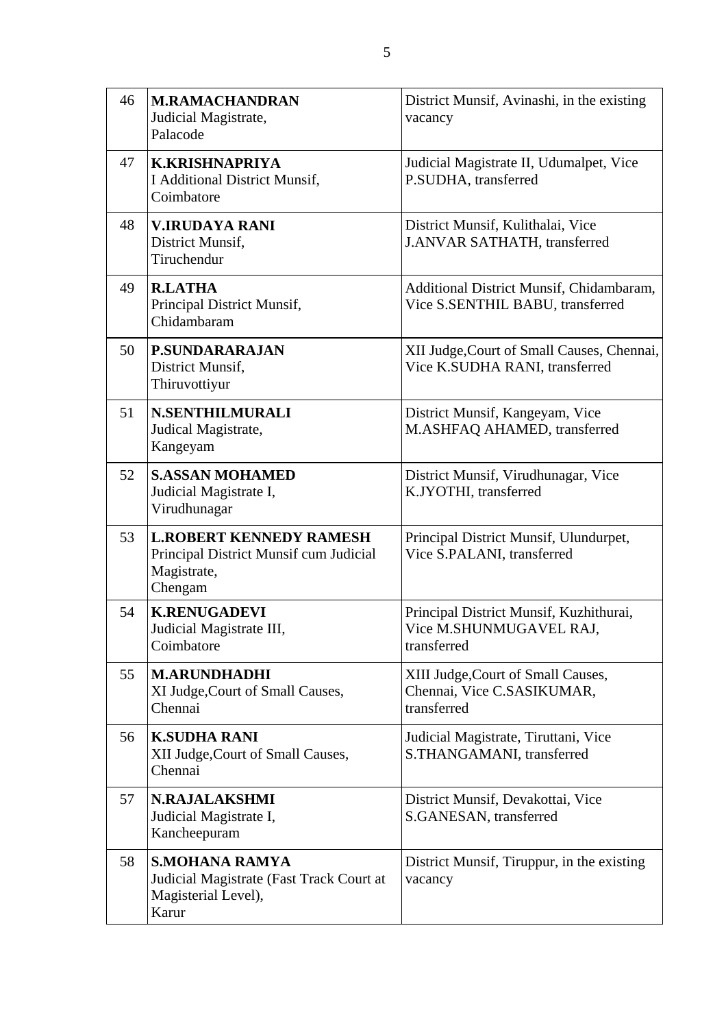| | | |
|---|---|---|
| 46 | **M.RAMACHANDRAN**<br>Judicial Magistrate,<br>Palacode | District Munsif, Avinashi, in the existing vacancy |
| 47 | **K.KRISHNAPRIYA**<br>I Additional District Munsif,<br>Coimbatore | Judicial Magistrate II, Udumalpet, Vice P.SUDHA, transferred |
| 48 | **V.IRUDAYA RANI**<br>District Munsif,<br>Tiruchendur | District Munsif, Kulithalai, Vice J.ANVAR SATHATH, transferred |
| 49 | **R.LATHA**<br>Principal District Munsif,<br>Chidambaram | Additional District Munsif, Chidambaram, Vice S.SENTHIL BABU, transferred |
| 50 | **P.SUNDARARAJAN**<br>District Munsif,<br>Thiruvottiyur | XII Judge,Court of Small Causes, Chennai, Vice K.SUDHA RANI, transferred |
| 51 | **N.SENTHILMURALI**<br>Judical Magistrate,<br>Kangeyam | District Munsif, Kangeyam, Vice M.ASHFAQ AHAMED, transferred |
| 52 | **S.ASSAN MOHAMED**<br>Judicial Magistrate I,<br>Virudhunagar | District Munsif, Virudhunagar, Vice K.JYOTHI, transferred |
| 53 | **L.ROBERT KENNEDY RAMESH**<br>Principal District Munsif cum Judicial Magistrate,<br>Chengam | Principal District Munsif, Ulundurpet, Vice S.PALANI, transferred |
| 54 | **K.RENUGADEVI**<br>Judicial Magistrate III,<br>Coimbatore | Principal District Munsif, Kuzhithurai, Vice M.SHUNMUGAVEL RAJ, transferred |
| 55 | **M.ARUNDHADHI**<br>XI Judge,Court of Small Causes,<br>Chennai | XIII Judge,Court of Small Causes, Chennai, Vice C.SASIKUMAR, transferred |
| 56 | **K.SUDHA RANI**<br>XII Judge,Court of Small Causes,<br>Chennai | Judicial Magistrate, Tiruttani, Vice S.THANGAMANI, transferred |
| 57 | **N.RAJALAKSHMI**<br>Judicial Magistrate I,<br>Kancheepuram | District Munsif, Devakottai, Vice S.GANESAN, transferred |
| 58 | **S.MOHANA RAMYA**<br>Judicial Magistrate (Fast Track Court at Magisterial Level),<br>Karur | District Munsif, Tiruppur, in the existing vacancy |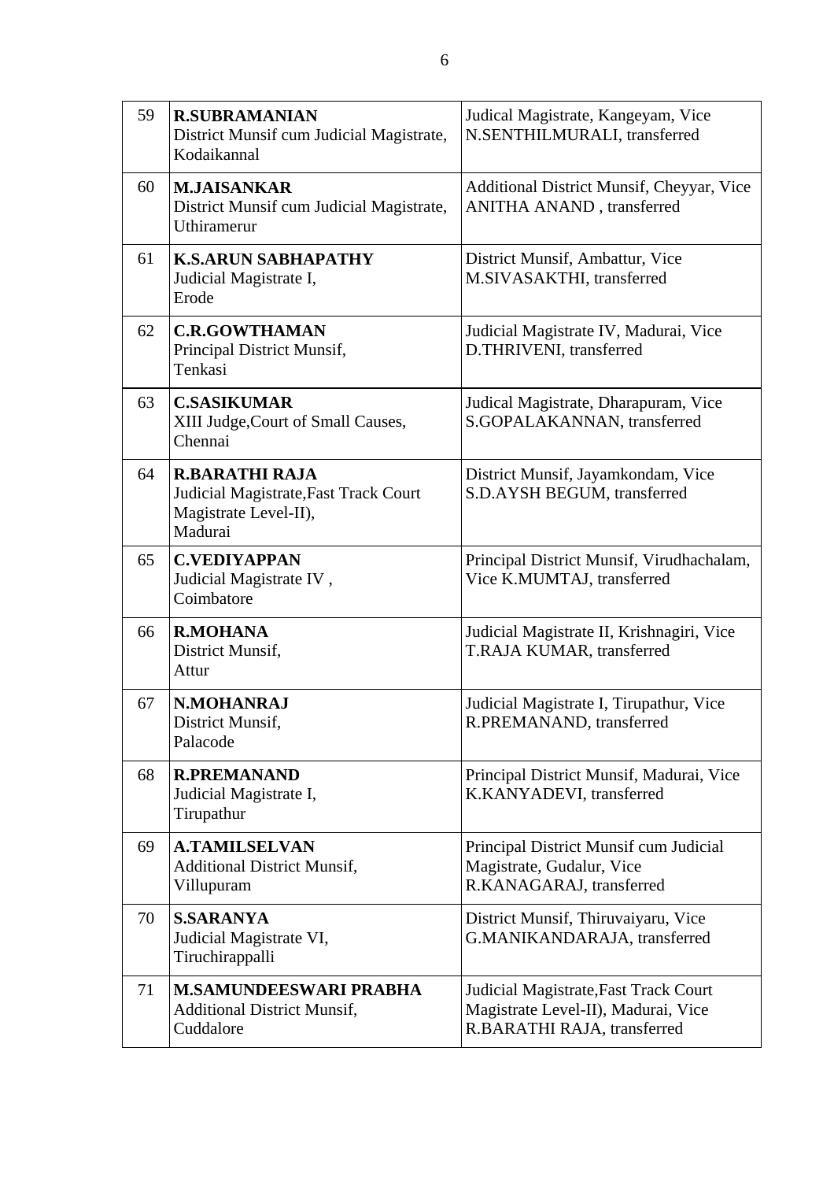| | | |
|---|---|---|
| 59 | **R.SUBRAMANIAN**<br>District Munsif cum Judicial Magistrate, Kodaikannal | Judical Magistrate, Kangeyam, Vice N.SENTHILMURALI, transferred |
| 60 | **M.JAISANKAR**<br>District Munsif cum Judicial Magistrate, Uthiramerur | Additional District Munsif, Cheyyar, Vice ANITHA ANAND , transferred |
| 61 | **K.S.ARUN SABHAPATHY**<br>Judicial Magistrate I,<br>Erode | District Munsif, Ambattur, Vice M.SIVASAKTHI, transferred |
| 62 | **C.R.GOWTHAMAN**<br>Principal District Munsif,<br>Tenkasi | Judicial Magistrate IV, Madurai, Vice D.THRIVENI, transferred |
| 63 | **C.SASIKUMAR**<br>XIII Judge,Court of Small Causes, Chennai | Judical Magistrate, Dharapuram, Vice S.GOPALAKANNAN, transferred |
| 64 | **R.BARATHI RAJA**<br>Judicial Magistrate,Fast Track Court Magistrate Level-II),<br>Madurai | District Munsif, Jayamkondam, Vice S.D.AYSH BEGUM, transferred |
| 65 | **C.VEDIYAPPAN**<br>Judicial Magistrate IV ,<br>Coimbatore | Principal District Munsif, Virudhachalam, Vice K.MUMTAJ, transferred |
| 66 | **R.MOHANA**<br>District Munsif,<br>Attur | Judicial Magistrate II, Krishnagiri, Vice T.RAJA KUMAR, transferred |
| 67 | **N.MOHANRAJ**<br>District Munsif,<br>Palacode | Judicial Magistrate I, Tirupathur, Vice R.PREMANAND, transferred |
| 68 | **R.PREMANAND**<br>Judicial Magistrate I,<br>Tirupathur | Principal District Munsif, Madurai, Vice K.KANYADEVI, transferred |
| 69 | **A.TAMILSELVAN**<br>Additional District Munsif,<br>Villupuram | Principal District Munsif cum Judicial Magistrate, Gudalur, Vice R.KANAGARAJ, transferred |
| 70 | **S.SARANYA**<br>Judicial Magistrate VI,<br>Tiruchirappalli | District Munsif, Thiruvaiyaru, Vice G.MANIKANDARAJA, transferred |
| 71 | **M.SAMUNDEESWARI PRABHA**<br>Additional District Munsif,<br>Cuddalore | Judicial Magistrate,Fast Track Court Magistrate Level-II), Madurai, Vice R.BARATHI RAJA, transferred |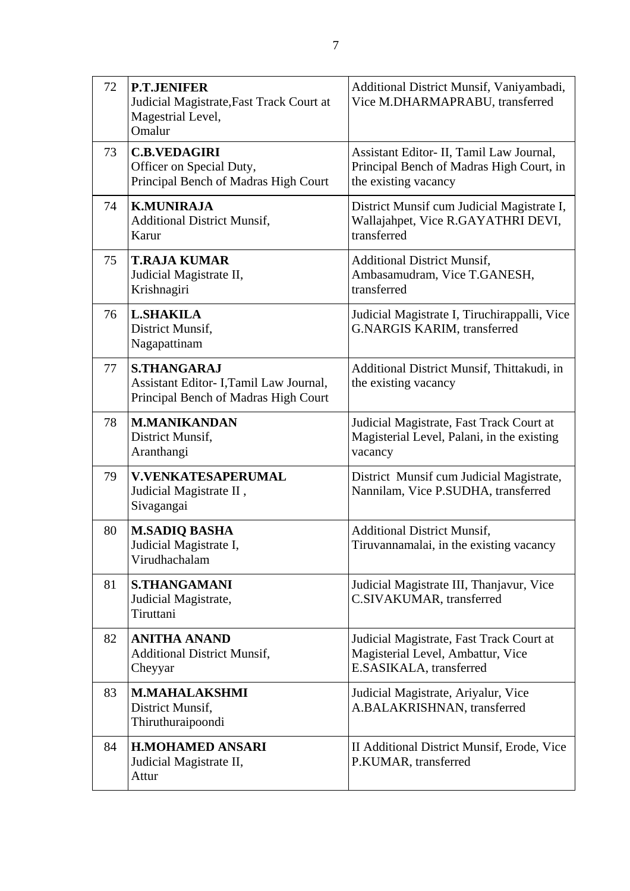| | | |
|---|---|---|
| 72 | **P.T.JENIFER**<br>Judicial Magistrate,Fast Track Court at Magestrial Level,<br>Omalur | Additional District Munsif, Vaniyambadi, Vice M.DHARMAPRABU, transferred |
| 73 | **C.B.VEDAGIRI**<br>Officer on Special Duty,<br>Principal Bench of Madras High Court | Assistant Editor- II, Tamil Law Journal, Principal Bench of Madras High Court, in the existing vacancy |
| 74 | **K.MUNIRAJA**<br>Additional District Munsif,<br>Karur | District Munsif cum Judicial Magistrate I, Wallajahpet, Vice R.GAYATHRI DEVI, transferred |
| 75 | **T.RAJA KUMAR**<br>Judicial Magistrate II,<br>Krishnagiri | Additional District Munsif, Ambasamudram, Vice T.GANESH, transferred |
| 76 | **L.SHAKILA**<br>District Munsif,<br>Nagapattinam | Judicial Magistrate I, Tiruchirappalli, Vice G.NARGIS KARIM, transferred |
| 77 | **S.THANGARAJ**<br>Assistant Editor- I,Tamil Law Journal,<br>Principal Bench of Madras High Court | Additional District Munsif, Thittakudi, in the existing vacancy |
| 78 | **M.MANIKANDAN**<br>District Munsif,<br>Aranthangi | Judicial Magistrate, Fast Track Court at Magisterial Level, Palani, in the existing vacancy |
| 79 | **V.VENKATESAPERUMAL**<br>Judicial Magistrate II ,<br>Sivagangai | District Munsif cum Judicial Magistrate, Nannilam, Vice P.SUDHA, transferred |
| 80 | **M.SADIQ BASHA**<br>Judicial Magistrate I,<br>Virudhachalam | Additional District Munsif, Tiruvannamalai, in the existing vacancy |
| 81 | **S.THANGAMANI**<br>Judicial Magistrate,<br>Tiruttani | Judicial Magistrate III, Thanjavur, Vice C.SIVAKUMAR, transferred |
| 82 | **ANITHA ANAND**<br>Additional District Munsif,<br>Cheyyar | Judicial Magistrate, Fast Track Court at Magisterial Level, Ambattur, Vice E.SASIKALA, transferred |
| 83 | **M.MAHALAKSHMI**<br>District Munsif,<br>Thiruthuraipoondi | Judicial Magistrate, Ariyalur, Vice A.BALAKRISHNAN, transferred |
| 84 | **H.MOHAMED ANSARI**<br>Judicial Magistrate II,<br>Attur | II Additional District Munsif, Erode, Vice P.KUMAR, transferred |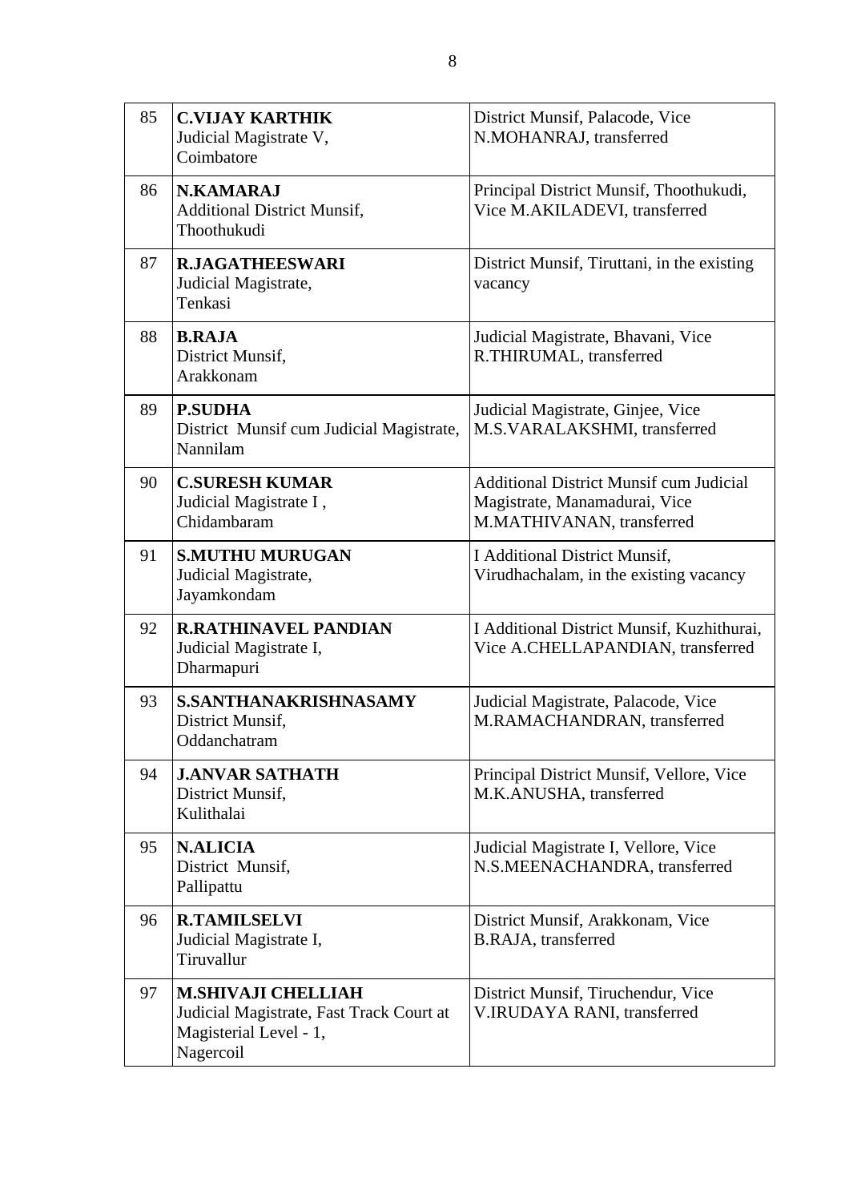| | | |
|---|---|---|
| 85 | **C.VIJAY KARTHIK**<br>Judicial Magistrate V,<br>Coimbatore | District Munsif, Palacode, Vice N.MOHANRAJ, transferred |
| 86 | **N.KAMARAJ**<br>Additional District Munsif,<br>Thoothukudi | Principal District Munsif, Thoothukudi, Vice M.AKILADEVI, transferred |
| 87 | **R.JAGATHEESWARI**<br>Judicial Magistrate,<br>Tenkasi | District Munsif, Tiruttani, in the existing vacancy |
| 88 | **B.RAJA**<br>District Munsif,<br>Arakkonam | Judicial Magistrate, Bhavani, Vice R.THIRUMAL, transferred |
| 89 | **P.SUDHA**<br>District Munsif cum Judicial Magistrate,<br>Nannilam | Judicial Magistrate, Ginjee, Vice M.S.VARALAKSHMI, transferred |
| 90 | **C.SURESH KUMAR**<br>Judicial Magistrate I ,<br>Chidambaram | Additional District Munsif cum Judicial Magistrate, Manamadurai, Vice M.MATHIVANAN, transferred |
| 91 | **S.MUTHU MURUGAN**<br>Judicial Magistrate,<br>Jayamkondam | I Additional District Munsif, Virudhachalam, in the existing vacancy |
| 92 | **R.RATHINAVEL PANDIAN**<br>Judicial Magistrate I,<br>Dharmapuri | I Additional District Munsif, Kuzhithurai, Vice A.CHELLAPANDIAN, transferred |
| 93 | **S.SANTHANAKRISHNASAMY**<br>District Munsif,<br>Oddanchatram | Judicial Magistrate, Palacode, Vice M.RAMACHANDRAN, transferred |
| 94 | **J.ANVAR SATHATH**<br>District Munsif,<br>Kulithalai | Principal District Munsif, Vellore, Vice M.K.ANUSHA, transferred |
| 95 | **N.ALICIA**<br>District Munsif,<br>Pallipattu | Judicial Magistrate I, Vellore, Vice N.S.MEENACHANDRA, transferred |
| 96 | **R.TAMILSELVI**<br>Judicial Magistrate I,<br>Tiruvallur | District Munsif, Arakkonam, Vice B.RAJA, transferred |
| 97 | **M.SHIVAJI CHELLIAH**<br>Judicial Magistrate, Fast Track Court at Magisterial Level - 1,<br>Nagercoil | District Munsif, Tiruchendur, Vice V.IRUDAYA RANI, transferred |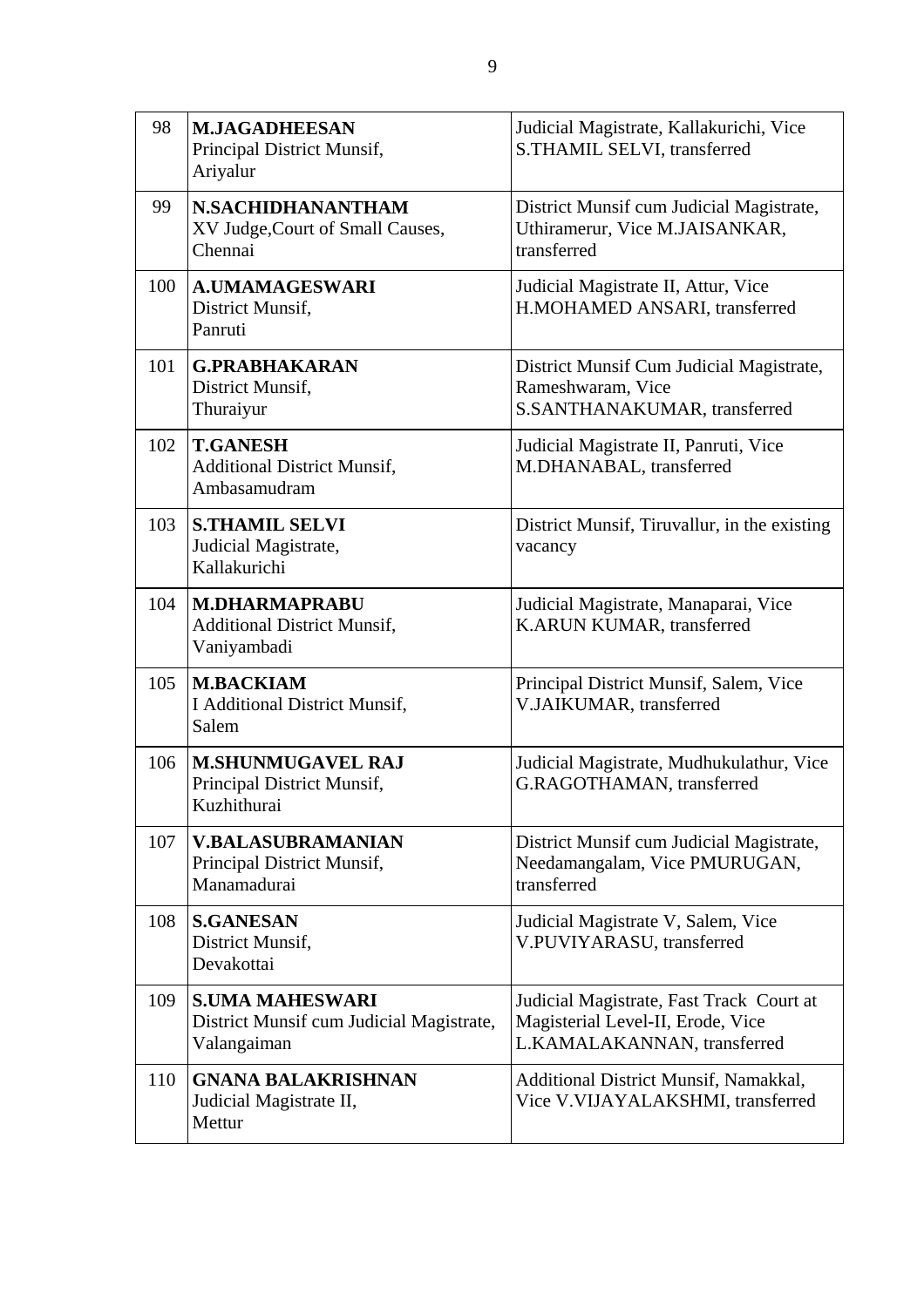| | | |
|---|---|---|
| 98 | **M.JAGADHEESAN**<br>Principal District Munsif,<br>Ariyalur | Judicial Magistrate, Kallakurichi, Vice S.THAMIL SELVI, transferred |
| 99 | **N.SACHIDHANANTHAM**<br>XV Judge,Court of Small Causes,<br>Chennai | District Munsif cum Judicial Magistrate, Uthiramerur, Vice M.JAISANKAR, transferred |
| 100 | **A.UMAMAGESWARI**<br>District Munsif,<br>Panruti | Judicial Magistrate II, Attur, Vice H.MOHAMED ANSARI, transferred |
| 101 | **G.PRABHAKARAN**<br>District Munsif,<br>Thuraiyur | District Munsif Cum Judicial Magistrate, Rameshwaram, Vice S.SANTHANAKUMAR, transferred |
| 102 | **T.GANESH**<br>Additional District Munsif,<br>Ambasamudram | Judicial Magistrate II, Panruti, Vice M.DHANABAL, transferred |
| 103 | **S.THAMIL SELVI**<br>Judicial Magistrate,<br>Kallakurichi | District Munsif, Tiruvallur, in the existing vacancy |
| 104 | **M.DHARMAPRABU**<br>Additional District Munsif,<br>Vaniyambadi | Judicial Magistrate, Manaparai, Vice K.ARUN KUMAR, transferred |
| 105 | **M.BACKIAM**<br>I Additional District Munsif,<br>Salem | Principal District Munsif, Salem, Vice V.JAIKUMAR, transferred |
| 106 | **M.SHUNMUGAVEL RAJ**<br>Principal District Munsif,<br>Kuzhithurai | Judicial Magistrate, Mudhukulathur, Vice G.RAGOTHAMAN, transferred |
| 107 | **V.BALASUBRAMANIAN**<br>Principal District Munsif,<br>Manamadurai | District Munsif cum Judicial Magistrate, Needamangalam, Vice PMURUGAN, transferred |
| 108 | **S.GANESAN**<br>District Munsif,<br>Devakottai | Judicial Magistrate V, Salem, Vice V.PUVIYARASU, transferred |
| 109 | **S.UMA MAHESWARI**<br>District Munsif cum Judicial Magistrate,<br>Valangaiman | Judicial Magistrate, Fast Track Court at Magisterial Level-II, Erode, Vice L.KAMALAKANNAN, transferred |
| 110 | **GNANA BALAKRISHNAN**<br>Judicial Magistrate II,<br>Mettur | Additional District Munsif, Namakkal, Vice V.VIJAYALAKSHMI, transferred |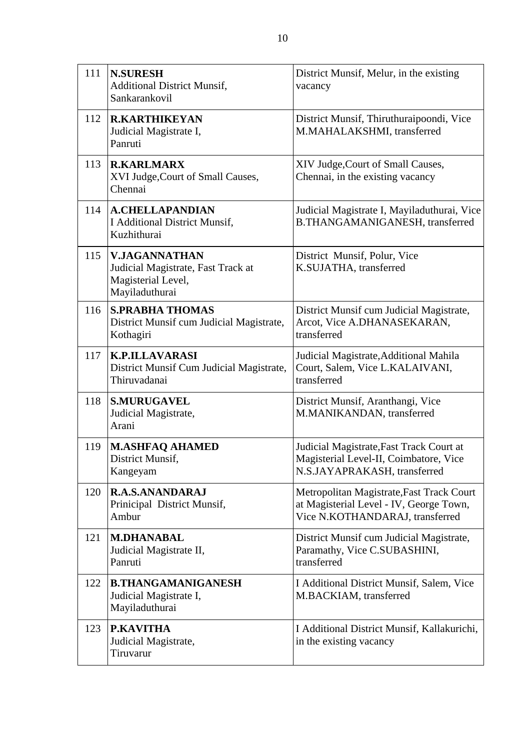| | | |
|---|---|---|
| 111 | **N.SURESH**<br>Additional District Munsif,<br>Sankarankovil | District Munsif, Melur, in the existing vacancy |
| 112 | **R.KARTHIKEYAN**<br>Judicial Magistrate I,<br>Panruti | District Munsif, Thiruthuraipoondi, Vice M.MAHALAKSHMI, transferred |
| 113 | **R.KARLMARX**<br>XVI Judge,Court of Small Causes,<br>Chennai | XIV Judge,Court of Small Causes, Chennai, in the existing vacancy |
| 114 | **A.CHELLAPANDIAN**<br>I Additional District Munsif,<br>Kuzhithurai | Judicial Magistrate I, Mayiladuthurai, Vice B.THANGAMANIGANESH, transferred |
| 115 | **V.JAGANNATHAN**<br>Judicial Magistrate, Fast Track at Magisterial Level,<br>Mayiladuthurai | District Munsif, Polur, Vice K.SUJATHA, transferred |
| 116 | **S.PRABHA THOMAS**<br>District Munsif cum Judicial Magistrate,<br>Kothagiri | District Munsif cum Judicial Magistrate, Arcot, Vice A.DHANASEKARAN, transferred |
| 117 | **K.P.ILLAVARASI**<br>District Munsif Cum Judicial Magistrate,<br>Thiruvadanai | Judicial Magistrate,Additional Mahila Court, Salem, Vice L.KALAIVANI, transferred |
| 118 | **S.MURUGAVEL**<br>Judicial Magistrate,<br>Arani | District Munsif, Aranthangi, Vice M.MANIKANDAN, transferred |
| 119 | **M.ASHFAQ AHAMED**<br>District Munsif,<br>Kangeyam | Judicial Magistrate,Fast Track Court at Magisterial Level-II, Coimbatore, Vice N.S.JAYAPRAKASH, transferred |
| 120 | **R.A.S.ANANDARAJ**<br>Prinicipal District Munsif,<br>Ambur | Metropolitan Magistrate,Fast Track Court at Magisterial Level - IV, George Town, Vice N.KOTHANDARAJ, transferred |
| 121 | **M.DHANABAL**<br>Judicial Magistrate II,<br>Panruti | District Munsif cum Judicial Magistrate, Paramathy, Vice C.SUBASHINI, transferred |
| 122 | **B.THANGAMANIGANESH**<br>Judicial Magistrate I,<br>Mayiladuthurai | I Additional District Munsif, Salem, Vice M.BACKIAM, transferred |
| 123 | **P.KAVITHA**<br>Judicial Magistrate,<br>Tiruvarur | I Additional District Munsif, Kallakurichi, in the existing vacancy |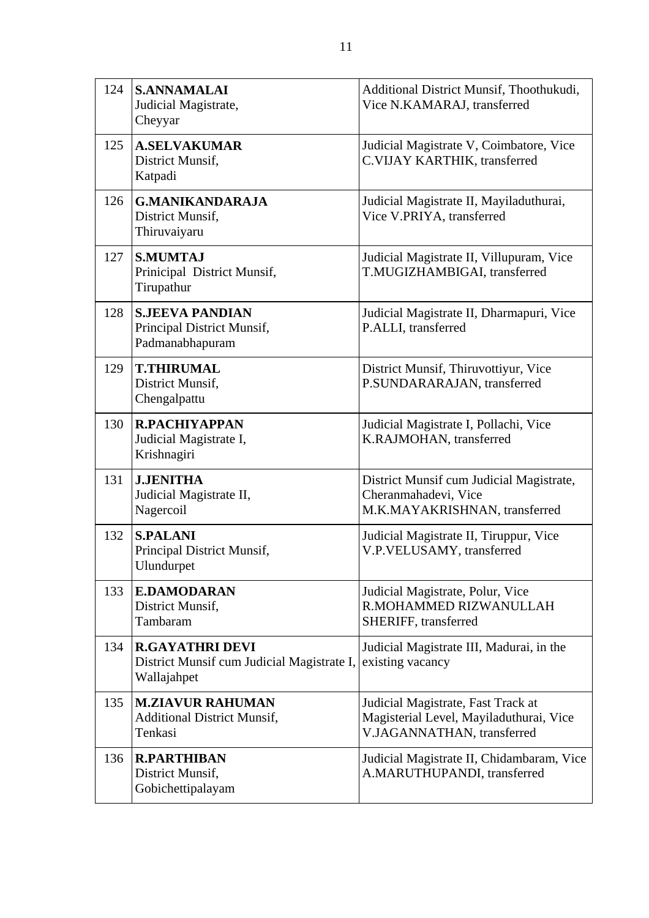| | | |
|---|---|---|
| 124 | **S.ANNAMALAI**<br>Judicial Magistrate,<br>Cheyyar | Additional District Munsif, Thoothukudi, Vice N.KAMARAJ, transferred |
| 125 | **A.SELVAKUMAR**<br>District Munsif,<br>Katpadi | Judicial Magistrate V, Coimbatore, Vice C.VIJAY KARTHIK, transferred |
| 126 | **G.MANIKANDARAJA**<br>District Munsif,<br>Thiruvaiyaru | Judicial Magistrate II, Mayiladuthurai, Vice V.PRIYA, transferred |
| 127 | **S.MUMTAJ**<br>Prinicipal District Munsif,<br>Tirupathur | Judicial Magistrate II, Villupuram, Vice T.MUGIZHAMBIGAI, transferred |
| 128 | **S.JEEVA PANDIAN**<br>Principal District Munsif,<br>Padmanabhapuram | Judicial Magistrate II, Dharmapuri, Vice P.ALLI, transferred |
| 129 | **T.THIRUMAL**<br>District Munsif,<br>Chengalpattu | District Munsif, Thiruvottiyur, Vice P.SUNDARARAJAN, transferred |
| 130 | **R.PACHIYAPPAN**<br>Judicial Magistrate I,<br>Krishnagiri | Judicial Magistrate I, Pollachi, Vice K.RAJMOHAN, transferred |
| 131 | **J.JENITHA**<br>Judicial Magistrate II,<br>Nagercoil | District Munsif cum Judicial Magistrate, Cheranmahadevi, Vice M.K.MAYAKRISHNAN, transferred |
| 132 | **S.PALANI**<br>Principal District Munsif,<br>Ulundurpet | Judicial Magistrate II, Tiruppur, Vice V.P.VELUSAMY, transferred |
| 133 | **E.DAMODARAN**<br>District Munsif,<br>Tambaram | Judicial Magistrate, Polur, Vice R.MOHAMMED RIZWANULLAH SHERIFF, transferred |
| 134 | **R.GAYATHRI DEVI**<br>District Munsif cum Judicial Magistrate I,<br>Wallajahpet | Judicial Magistrate III, Madurai, in the existing vacancy |
| 135 | **M.ZIAVUR RAHUMAN**<br>Additional District Munsif,<br>Tenkasi | Judicial Magistrate, Fast Track at Magisterial Level, Mayiladuthurai, Vice V.JAGANNATHAN, transferred |
| 136 | **R.PARTHIBAN**<br>District Munsif,<br>Gobichettipalayam | Judicial Magistrate II, Chidambaram, Vice A.MARUTHUPANDI, transferred |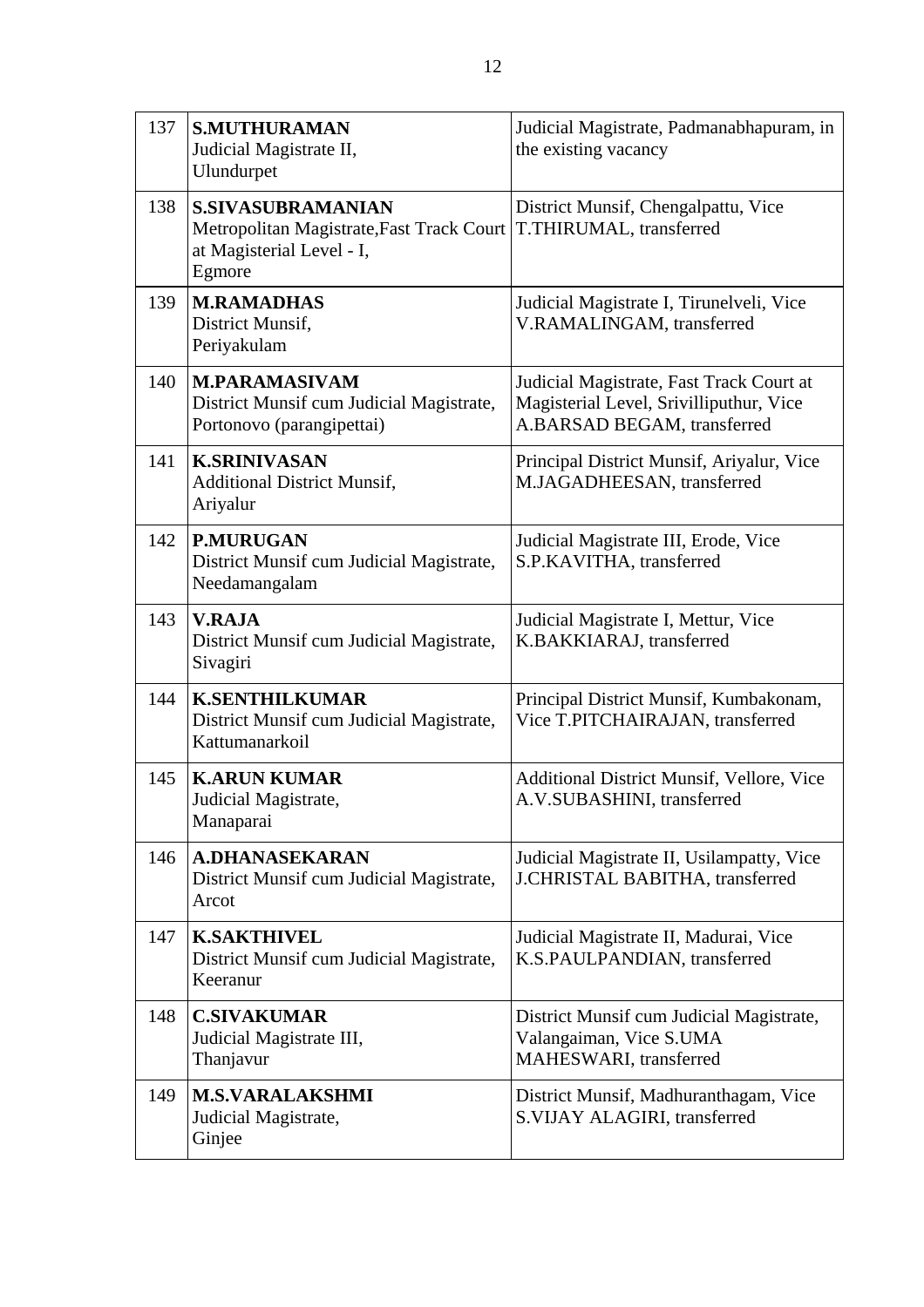| | | |
|---|---|---|
| 137 | **S.MUTHURAMAN**<br>Judicial Magistrate II,<br>Ulundurpet | Judicial Magistrate, Padmanabhapuram, in the existing vacancy |
| 138 | **S.SIVASUBRAMANIAN**<br>Metropolitan Magistrate,Fast Track Court at Magisterial Level - I,<br>Egmore | District Munsif, Chengalpattu, Vice T.THIRUMAL, transferred |
| 139 | **M.RAMADHAS**<br>District Munsif,<br>Periyakulam | Judicial Magistrate I, Tirunelveli, Vice V.RAMALINGAM, transferred |
| 140 | **M.PARAMASIVAM**<br>District Munsif cum Judicial Magistrate,<br>Portonovo (parangipettai) | Judicial Magistrate, Fast Track Court at Magisterial Level, Srivilliputhur, Vice A.BARSAD BEGAM, transferred |
| 141 | **K.SRINIVASAN**<br>Additional District Munsif,<br>Ariyalur | Principal District Munsif, Ariyalur, Vice M.JAGADHEESAN, transferred |
| 142 | **P.MURUGAN**<br>District Munsif cum Judicial Magistrate,<br>Needamangalam | Judicial Magistrate III, Erode, Vice S.P.KAVITHA, transferred |
| 143 | **V.RAJA**<br>District Munsif cum Judicial Magistrate,<br>Sivagiri | Judicial Magistrate I, Mettur, Vice K.BAKKIARAJ, transferred |
| 144 | **K.SENTHILKUMAR**<br>District Munsif cum Judicial Magistrate,<br>Kattumanarkoil | Principal District Munsif, Kumbakonam, Vice T.PITCHAIRAJAN, transferred |
| 145 | **K.ARUN KUMAR**<br>Judicial Magistrate,<br>Manaparai | Additional District Munsif, Vellore, Vice A.V.SUBASHINI, transferred |
| 146 | **A.DHANASEKARAN**<br>District Munsif cum Judicial Magistrate,<br>Arcot | Judicial Magistrate II, Usilampatty, Vice J.CHRISTAL BABITHA, transferred |
| 147 | **K.SAKTHIVEL**<br>District Munsif cum Judicial Magistrate,<br>Keeranur | Judicial Magistrate II, Madurai, Vice K.S.PAULPANDIAN, transferred |
| 148 | **C.SIVAKUMAR**<br>Judicial Magistrate III,<br>Thanjavur | District Munsif cum Judicial Magistrate, Valangaiman, Vice S.UMA MAHESWARI, transferred |
| 149 | **M.S.VARALAKSHMI**<br>Judicial Magistrate,<br>Ginjee | District Munsif, Madhuranthagam, Vice S.VIJAY ALAGIRI, transferred |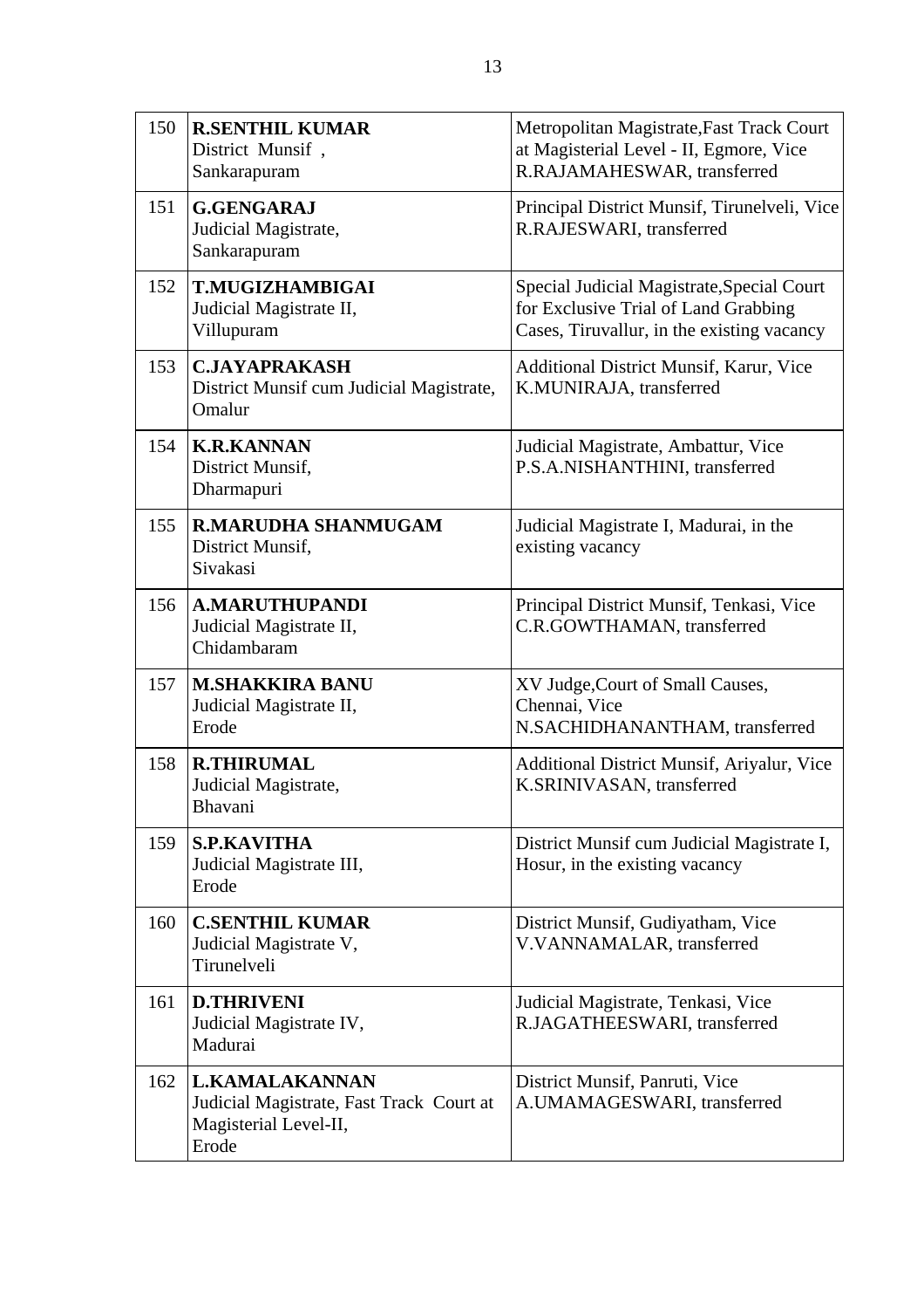| | | |
|---|---|---|
| 150 | **R.SENTHIL KUMAR**<br>District Munsif ,<br>Sankarapuram | Metropolitan Magistrate,Fast Track Court at Magisterial Level - II, Egmore, Vice R.RAJAMAHESWAR, transferred |
| 151 | **G.GENGARAJ**<br>Judicial Magistrate,<br>Sankarapuram | Principal District Munsif, Tirunelveli, Vice R.RAJESWARI, transferred |
| 152 | **T.MUGIZHAMBIGAI**<br>Judicial Magistrate II,<br>Villupuram | Special Judicial Magistrate,Special Court for Exclusive Trial of Land Grabbing Cases, Tiruvallur, in the existing vacancy |
| 153 | **C.JAYAPRAKASH**<br>District Munsif cum Judicial Magistrate,<br>Omalur | Additional District Munsif, Karur, Vice K.MUNIRAJA, transferred |
| 154 | **K.R.KANNAN**<br>District Munsif,<br>Dharmapuri | Judicial Magistrate, Ambattur, Vice P.S.A.NISHANTHINI, transferred |
| 155 | **R.MARUDHA SHANMUGAM**<br>District Munsif,<br>Sivakasi | Judicial Magistrate I, Madurai, in the existing vacancy |
| 156 | **A.MARUTHUPANDI**<br>Judicial Magistrate II,<br>Chidambaram | Principal District Munsif, Tenkasi, Vice C.R.GOWTHAMAN, transferred |
| 157 | **M.SHAKKIRA BANU**<br>Judicial Magistrate II,<br>Erode | XV Judge,Court of Small Causes, Chennai, Vice N.SACHIDHANANTHAM, transferred |
| 158 | **R.THIRUMAL**<br>Judicial Magistrate,<br>Bhavani | Additional District Munsif, Ariyalur, Vice K.SRINIVASAN, transferred |
| 159 | **S.P.KAVITHA**<br>Judicial Magistrate III,<br>Erode | District Munsif cum Judicial Magistrate I, Hosur, in the existing vacancy |
| 160 | **C.SENTHIL KUMAR**<br>Judicial Magistrate V,<br>Tirunelveli | District Munsif, Gudiyatham, Vice V.VANNAMALAR, transferred |
| 161 | **D.THRIVENI**<br>Judicial Magistrate IV,<br>Madurai | Judicial Magistrate, Tenkasi, Vice R.JAGATHEESWARI, transferred |
| 162 | **L.KAMALAKANNAN**<br>Judicial Magistrate, Fast Track Court at Magisterial Level-II,<br>Erode | District Munsif, Panruti, Vice A.UMAMAGESWARI, transferred |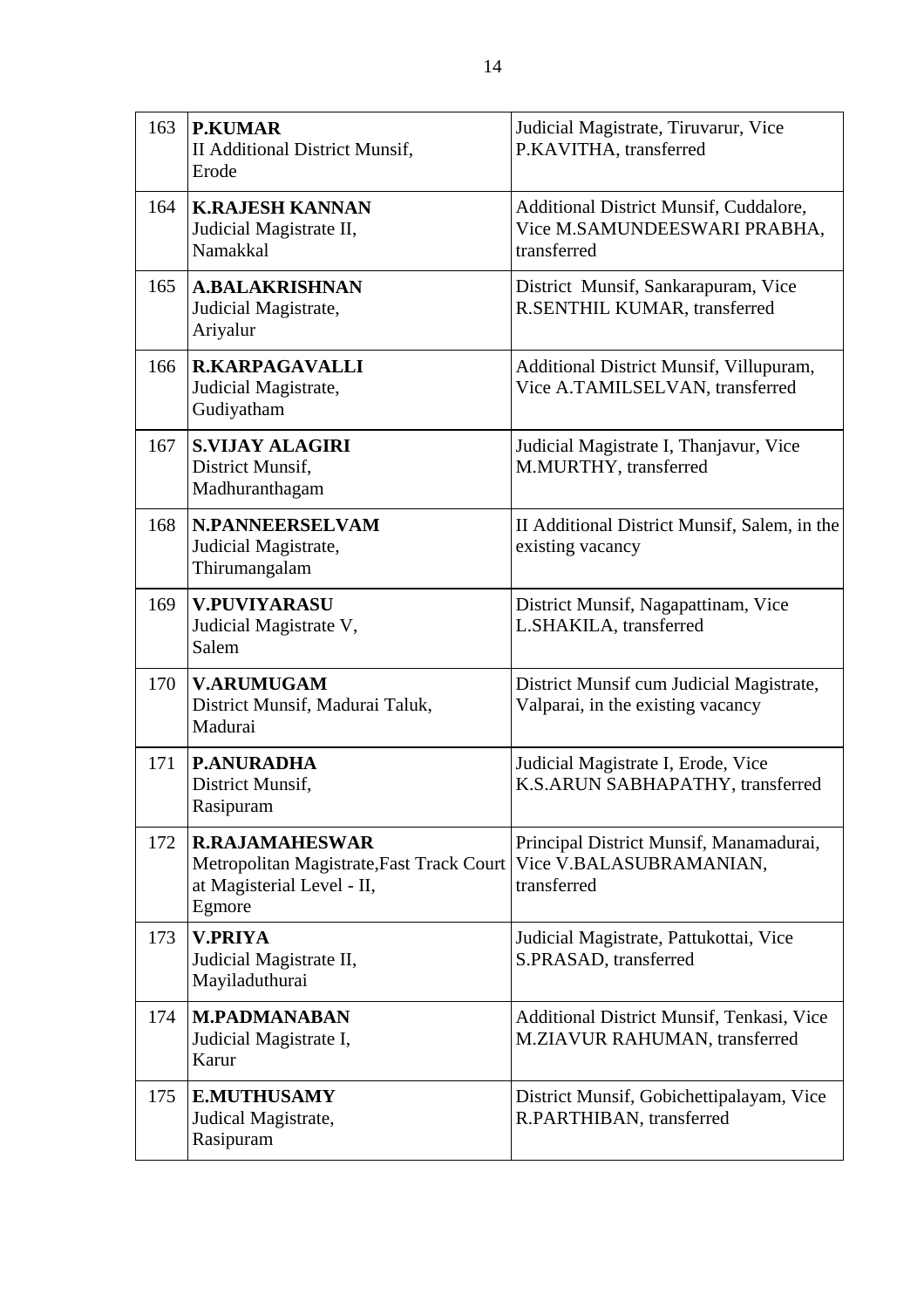| | | |
|---|---|---|
| 163 | **P.KUMAR**<br>II Additional District Munsif,<br>Erode | Judicial Magistrate, Tiruvarur, Vice P.KAVITHA, transferred |
| 164 | **K.RAJESH KANNAN**<br>Judicial Magistrate II,<br>Namakkal | Additional District Munsif, Cuddalore, Vice M.SAMUNDEESWARI PRABHA, transferred |
| 165 | **A.BALAKRISHNAN**<br>Judicial Magistrate,<br>Ariyalur | District Munsif, Sankarapuram, Vice R.SENTHIL KUMAR, transferred |
| 166 | **R.KARPAGAVALLI**<br>Judicial Magistrate,<br>Gudiyatham | Additional District Munsif, Villupuram, Vice A.TAMILSELVAN, transferred |
| 167 | **S.VIJAY ALAGIRI**<br>District Munsif,<br>Madhuranthagam | Judicial Magistrate I, Thanjavur, Vice M.MURTHY, transferred |
| 168 | **N.PANNEERSELVAM**<br>Judicial Magistrate,<br>Thirumangalam | II Additional District Munsif, Salem, in the existing vacancy |
| 169 | **V.PUVIYARASU**<br>Judicial Magistrate V,<br>Salem | District Munsif, Nagapattinam, Vice L.SHAKILA, transferred |
| 170 | **V.ARUMUGAM**<br>District Munsif, Madurai Taluk,<br>Madurai | District Munsif cum Judicial Magistrate, Valparai, in the existing vacancy |
| 171 | **P.ANURADHA**<br>District Munsif,<br>Rasipuram | Judicial Magistrate I, Erode, Vice K.S.ARUN SABHAPATHY, transferred |
| 172 | **R.RAJAMAHESWAR**<br>Metropolitan Magistrate,Fast Track Court at Magisterial Level - II,<br>Egmore | Principal District Munsif, Manamadurai, Vice V.BALASUBRAMANIAN, transferred |
| 173 | **V.PRIYA**<br>Judicial Magistrate II,<br>Mayiladuthurai | Judicial Magistrate, Pattukottai, Vice S.PRASAD, transferred |
| 174 | **M.PADMANABAN**<br>Judicial Magistrate I,<br>Karur | Additional District Munsif, Tenkasi, Vice M.ZIAVUR RAHUMAN, transferred |
| 175 | **E.MUTHUSAMY**<br>Judical Magistrate,<br>Rasipuram | District Munsif, Gobichettipalayam, Vice R.PARTHIBAN, transferred |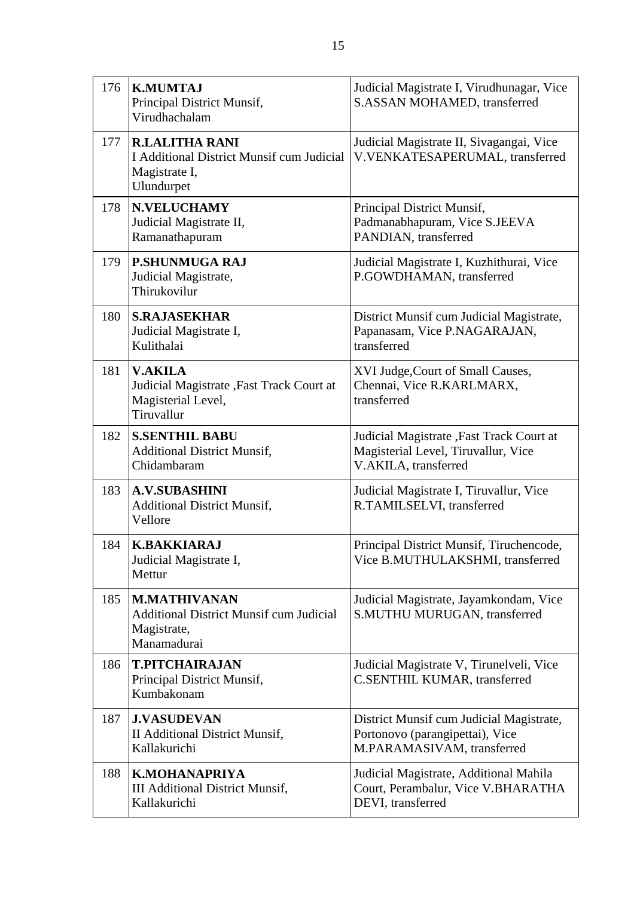| | | |
|---|---|---|
| 176 | **K.MUMTAJ**<br>Principal District Munsif,<br>Virudhachalam | Judicial Magistrate I, Virudhunagar, Vice S.ASSAN MOHAMED, transferred |
| 177 | **R.LALITHA RANI**<br>I Additional District Munsif cum Judicial Magistrate I,<br>Ulundurpet | Judicial Magistrate II, Sivagangai, Vice V.VENKATESAPERUMAL, transferred |
| 178 | **N.VELUCHAMY**<br>Judicial Magistrate II,<br>Ramanathapuram | Principal District Munsif, Padmanabhapuram, Vice S.JEEVA PANDIAN, transferred |
| 179 | **P.SHUNMUGA RAJ**<br>Judicial Magistrate,<br>Thirukovilur | Judicial Magistrate I, Kuzhithurai, Vice P.GOWDHAMAN, transferred |
| 180 | **S.RAJASEKHAR**<br>Judicial Magistrate I,<br>Kulithalai | District Munsif cum Judicial Magistrate, Papanasam, Vice P.NAGARAJAN, transferred |
| 181 | **V.AKILA**<br>Judicial Magistrate ,Fast Track Court at Magisterial Level,<br>Tiruvallur | XVI Judge,Court of Small Causes, Chennai, Vice R.KARLMARX, transferred |
| 182 | **S.SENTHIL BABU**<br>Additional District Munsif,<br>Chidambaram | Judicial Magistrate ,Fast Track Court at Magisterial Level, Tiruvallur, Vice V.AKILA, transferred |
| 183 | **A.V.SUBASHINI**<br>Additional District Munsif,<br>Vellore | Judicial Magistrate I, Tiruvallur, Vice R.TAMILSELVI, transferred |
| 184 | **K.BAKKIARAJ**<br>Judicial Magistrate I,<br>Mettur | Principal District Munsif, Tiruchencode, Vice B.MUTHULAKSHMI, transferred |
| 185 | **M.MATHIVANAN**<br>Additional District Munsif cum Judicial Magistrate,<br>Manamadurai | Judicial Magistrate, Jayamkondam, Vice S.MUTHU MURUGAN, transferred |
| 186 | **T.PITCHAIRAJAN**<br>Principal District Munsif,<br>Kumbakonam | Judicial Magistrate V, Tirunelveli, Vice C.SENTHIL KUMAR, transferred |
| 187 | **J.VASUDEVAN**<br>II Additional District Munsif,<br>Kallakurichi | District Munsif cum Judicial Magistrate, Portonovo (parangipettai), Vice M.PARAMASIVAM, transferred |
| 188 | **K.MOHANAPRIYA**<br>III Additional District Munsif,<br>Kallakurichi | Judicial Magistrate, Additional Mahila Court, Perambalur, Vice V.BHARATHA DEVI, transferred |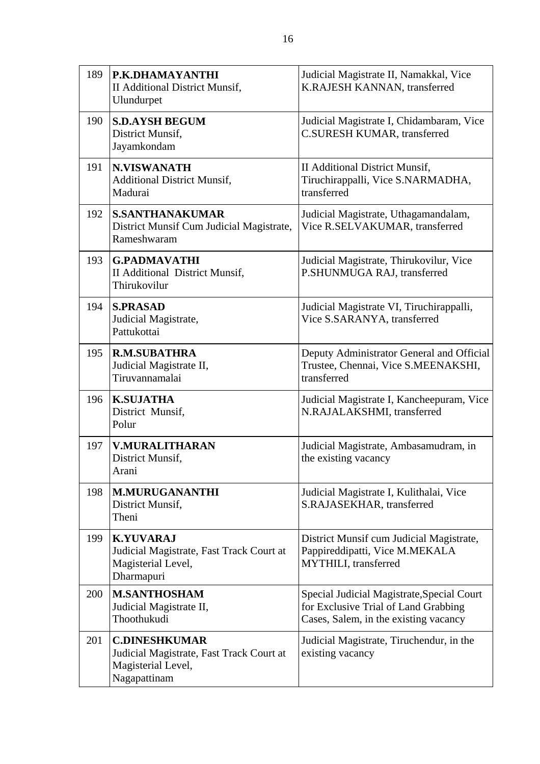| | | |
|---|---|---|
| 189 | **P.K.DHAMAYANTHI**<br>II Additional District Munsif,<br>Ulundurpet | Judicial Magistrate II, Namakkal, Vice K.RAJESH KANNAN, transferred |
| 190 | **S.D.AYSH BEGUM**<br>District Munsif,<br>Jayamkondam | Judicial Magistrate I, Chidambaram, Vice C.SURESH KUMAR, transferred |
| 191 | **N.VISWANATH**<br>Additional District Munsif,<br>Madurai | II Additional District Munsif, Tiruchirappalli, Vice S.NARMADHA, transferred |
| 192 | **S.SANTHANAKUMAR**<br>District Munsif Cum Judicial Magistrate,<br>Rameshwaram | Judicial Magistrate, Uthagamandalam, Vice R.SELVAKUMAR, transferred |
| 193 | **G.PADMAVATHI**<br>II Additional District Munsif,<br>Thirukovilur | Judicial Magistrate, Thirukovilur, Vice P.SHUNMUGA RAJ, transferred |
| 194 | **S.PRASAD**<br>Judicial Magistrate,<br>Pattukottai | Judicial Magistrate VI, Tiruchirappalli, Vice S.SARANYA, transferred |
| 195 | **R.M.SUBATHRA**<br>Judicial Magistrate II,<br>Tiruvannamalai | Deputy Administrator General and Official Trustee, Chennai, Vice S.MEENAKSHI, transferred |
| 196 | **K.SUJATHA**<br>District Munsif,<br>Polur | Judicial Magistrate I, Kancheepuram, Vice N.RAJALAKSHMI, transferred |
| 197 | **V.MURALITHARAN**<br>District Munsif,<br>Arani | Judicial Magistrate, Ambasamudram, in the existing vacancy |
| 198 | **M.MURUGANANTHI**<br>District Munsif,<br>Theni | Judicial Magistrate I, Kulithalai, Vice S.RAJASEKHAR, transferred |
| 199 | **K.YUVARAJ**<br>Judicial Magistrate, Fast Track Court at Magisterial Level,<br>Dharmapuri | District Munsif cum Judicial Magistrate, Pappireddipatti, Vice M.MEKALA MYTHILI, transferred |
| 200 | **M.SANTHOSHAM**<br>Judicial Magistrate II,<br>Thoothukudi | Special Judicial Magistrate,Special Court for Exclusive Trial of Land Grabbing Cases, Salem, in the existing vacancy |
| 201 | **C.DINESHKUMAR**<br>Judicial Magistrate, Fast Track Court at Magisterial Level,<br>Nagapattinam | Judicial Magistrate, Tiruchendur, in the existing vacancy |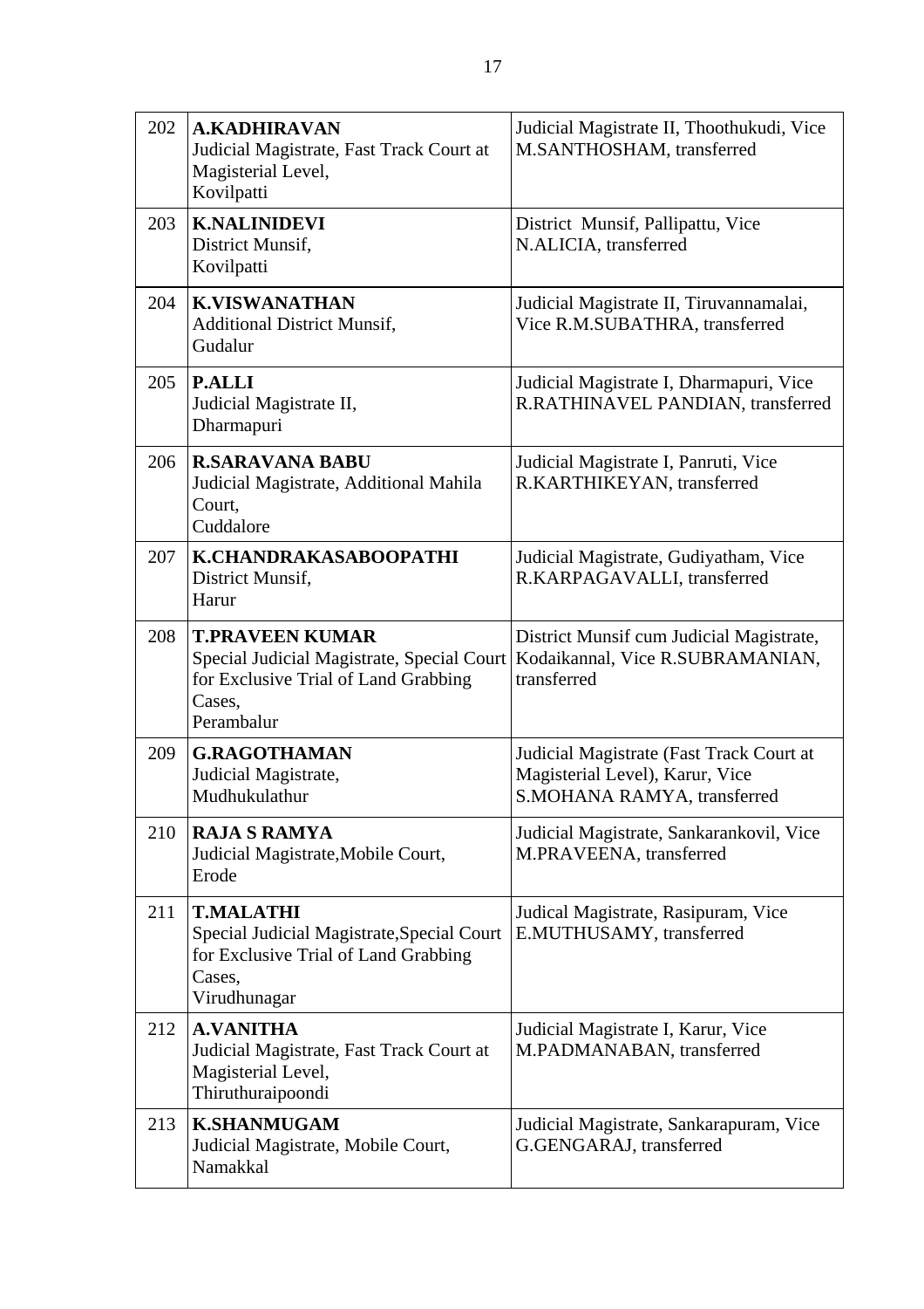| | | |
|---|---|---|
| 202 | **A.KADHIRAVAN**<br>Judicial Magistrate, Fast Track Court at Magisterial Level,<br>Kovilpatti | Judicial Magistrate II, Thoothukudi, Vice M.SANTHOSHAM, transferred |
| 203 | **K.NALINIDEVI**<br>District Munsif,<br>Kovilpatti | District Munsif, Pallipattu, Vice N.ALICIA, transferred |
| 204 | **K.VISWANATHAN**<br>Additional District Munsif,<br>Gudalur | Judicial Magistrate II, Tiruvannamalai, Vice R.M.SUBATHRA, transferred |
| 205 | **P.ALLI**<br>Judicial Magistrate II,<br>Dharmapuri | Judicial Magistrate I, Dharmapuri, Vice R.RATHINAVEL PANDIAN, transferred |
| 206 | **R.SARAVANA BABU**<br>Judicial Magistrate, Additional Mahila Court,<br>Cuddalore | Judicial Magistrate I, Panruti, Vice R.KARTHIKEYAN, transferred |
| 207 | **K.CHANDRAKASABOOPATHI**<br>District Munsif,<br>Harur | Judicial Magistrate, Gudiyatham, Vice R.KARPAGAVALLI, transferred |
| 208 | **T.PRAVEEN KUMAR**<br>Special Judicial Magistrate, Special Court for Exclusive Trial of Land Grabbing Cases,<br>Perambalur | District Munsif cum Judicial Magistrate, Kodaikannal, Vice R.SUBRAMANIAN, transferred |
| 209 | **G.RAGOTHAMAN**<br>Judicial Magistrate,<br>Mudhukulathur | Judicial Magistrate (Fast Track Court at Magisterial Level), Karur, Vice S.MOHANA RAMYA, transferred |
| 210 | **RAJA S RAMYA**<br>Judicial Magistrate,Mobile Court,<br>Erode | Judicial Magistrate, Sankarankovil, Vice M.PRAVEENA, transferred |
| 211 | **T.MALATHI**<br>Special Judicial Magistrate,Special Court for Exclusive Trial of Land Grabbing Cases,<br>Virudhunagar | Judical Magistrate, Rasipuram, Vice E.MUTHUSAMY, transferred |
| 212 | **A.VANITHA**<br>Judicial Magistrate, Fast Track Court at Magisterial Level,<br>Thiruthuraipoondi | Judicial Magistrate I, Karur, Vice M.PADMANABAN, transferred |
| 213 | **K.SHANMUGAM**<br>Judicial Magistrate, Mobile Court,<br>Namakkal | Judicial Magistrate, Sankarapuram, Vice G.GENGARAJ, transferred |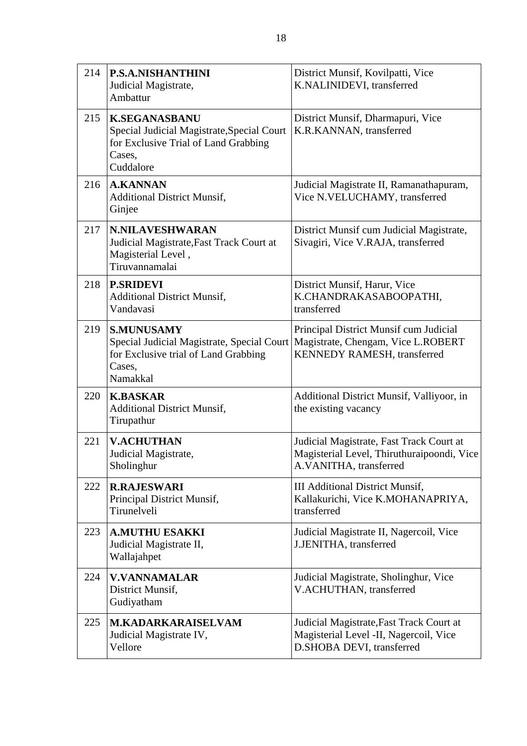| | | |
|---|---|---|
| 214 | **P.S.A.NISHANTHINI**<br>Judicial Magistrate,<br>Ambattur | District Munsif, Kovilpatti, Vice K.NALINIDEVI, transferred |
| 215 | **K.SEGANASBANU**<br>Special Judicial Magistrate,Special Court for Exclusive Trial of Land Grabbing Cases,<br>Cuddalore | District Munsif, Dharmapuri, Vice K.R.KANNAN, transferred |
| 216 | **A.KANNAN**<br>Additional District Munsif,<br>Ginjee | Judicial Magistrate II, Ramanathapuram, Vice N.VELUCHAMY, transferred |
| 217 | **N.NILAVESHWARAN**<br>Judicial Magistrate,Fast Track Court at Magisterial Level ,<br>Tiruvannamalai | District Munsif cum Judicial Magistrate, Sivagiri, Vice V.RAJA, transferred |
| 218 | **P.SRIDEVI**<br>Additional District Munsif,<br>Vandavasi | District Munsif, Harur, Vice K.CHANDRAKASABOOPATHI, transferred |
| 219 | **S.MUNUSAMY**<br>Special Judicial Magistrate, Special Court for Exclusive trial of Land Grabbing Cases,<br>Namakkal | Principal District Munsif cum Judicial Magistrate, Chengam, Vice L.ROBERT KENNEDY RAMESH, transferred |
| 220 | **K.BASKAR**<br>Additional District Munsif,<br>Tirupathur | Additional District Munsif, Valliyoor, in the existing vacancy |
| 221 | **V.ACHUTHAN**<br>Judicial Magistrate,<br>Sholinghur | Judicial Magistrate, Fast Track Court at Magisterial Level, Thiruthuraipoondi, Vice A.VANITHA, transferred |
| 222 | **R.RAJESWARI**<br>Principal District Munsif,<br>Tirunelveli | III Additional District Munsif, Kallakurichi, Vice K.MOHANAPRIYA, transferred |
| 223 | **A.MUTHU ESAKKI**<br>Judicial Magistrate II,<br>Wallajahpet | Judicial Magistrate II, Nagercoil, Vice J.JENITHA, transferred |
| 224 | **V.VANNAMALAR**<br>District Munsif,<br>Gudiyatham | Judicial Magistrate, Sholinghur, Vice V.ACHUTHAN, transferred |
| 225 | **M.KADARKARAISELVAM**<br>Judicial Magistrate IV,<br>Vellore | Judicial Magistrate,Fast Track Court at Magisterial Level -II, Nagercoil, Vice D.SHOBA DEVI, transferred |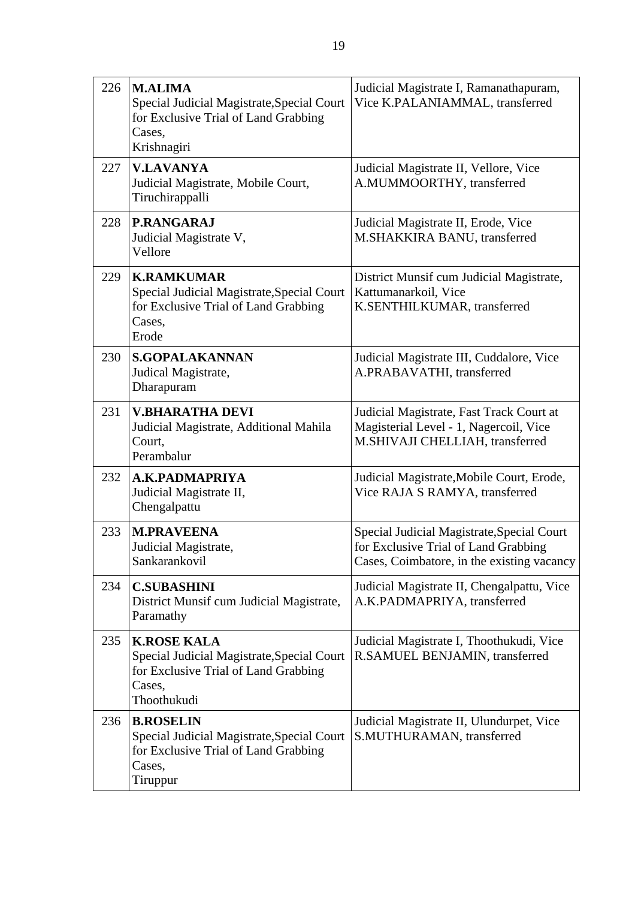| | | |
|---|---|---|
| 226 | **M.ALIMA**<br>Special Judicial Magistrate,Special Court for Exclusive Trial of Land Grabbing Cases,<br>Krishnagiri | Judicial Magistrate I, Ramanathapuram, Vice K.PALANIAMMAL, transferred |
| 227 | **V.LAVANYA**<br>Judicial Magistrate, Mobile Court, Tiruchirappalli | Judicial Magistrate II, Vellore, Vice A.MUMMOORTHY, transferred |
| 228 | **P.RANGARAJ**<br>Judicial Magistrate V,<br>Vellore | Judicial Magistrate II, Erode, Vice M.SHAKKIRA BANU, transferred |
| 229 | **K.RAMKUMAR**<br>Special Judicial Magistrate,Special Court for Exclusive Trial of Land Grabbing Cases,<br>Erode | District Munsif cum Judicial Magistrate, Kattumanarkoil, Vice K.SENTHILKUMAR, transferred |
| 230 | **S.GOPALAKANNAN**<br>Judical Magistrate,<br>Dharapuram | Judicial Magistrate III, Cuddalore, Vice A.PRABAVATHI, transferred |
| 231 | **V.BHARATHA DEVI**<br>Judicial Magistrate, Additional Mahila Court,<br>Perambalur | Judicial Magistrate, Fast Track Court at Magisterial Level - 1, Nagercoil, Vice M.SHIVAJI CHELLIAH, transferred |
| 232 | **A.K.PADMAPRIYA**<br>Judicial Magistrate II,<br>Chengalpattu | Judicial Magistrate,Mobile Court, Erode, Vice RAJA S RAMYA, transferred |
| 233 | **M.PRAVEENA**<br>Judicial Magistrate,<br>Sankarankovil | Special Judicial Magistrate,Special Court for Exclusive Trial of Land Grabbing Cases, Coimbatore, in the existing vacancy |
| 234 | **C.SUBASHINI**<br>District Munsif cum Judicial Magistrate, Paramathy | Judicial Magistrate II, Chengalpattu, Vice A.K.PADMAPRIYA, transferred |
| 235 | **K.ROSE KALA**<br>Special Judicial Magistrate,Special Court for Exclusive Trial of Land Grabbing Cases,<br>Thoothukudi | Judicial Magistrate I, Thoothukudi, Vice R.SAMUEL BENJAMIN, transferred |
| 236 | **B.ROSELIN**<br>Special Judicial Magistrate,Special Court for Exclusive Trial of Land Grabbing Cases,<br>Tiruppur | Judicial Magistrate II, Ulundurpet, Vice S.MUTHURAMAN, transferred |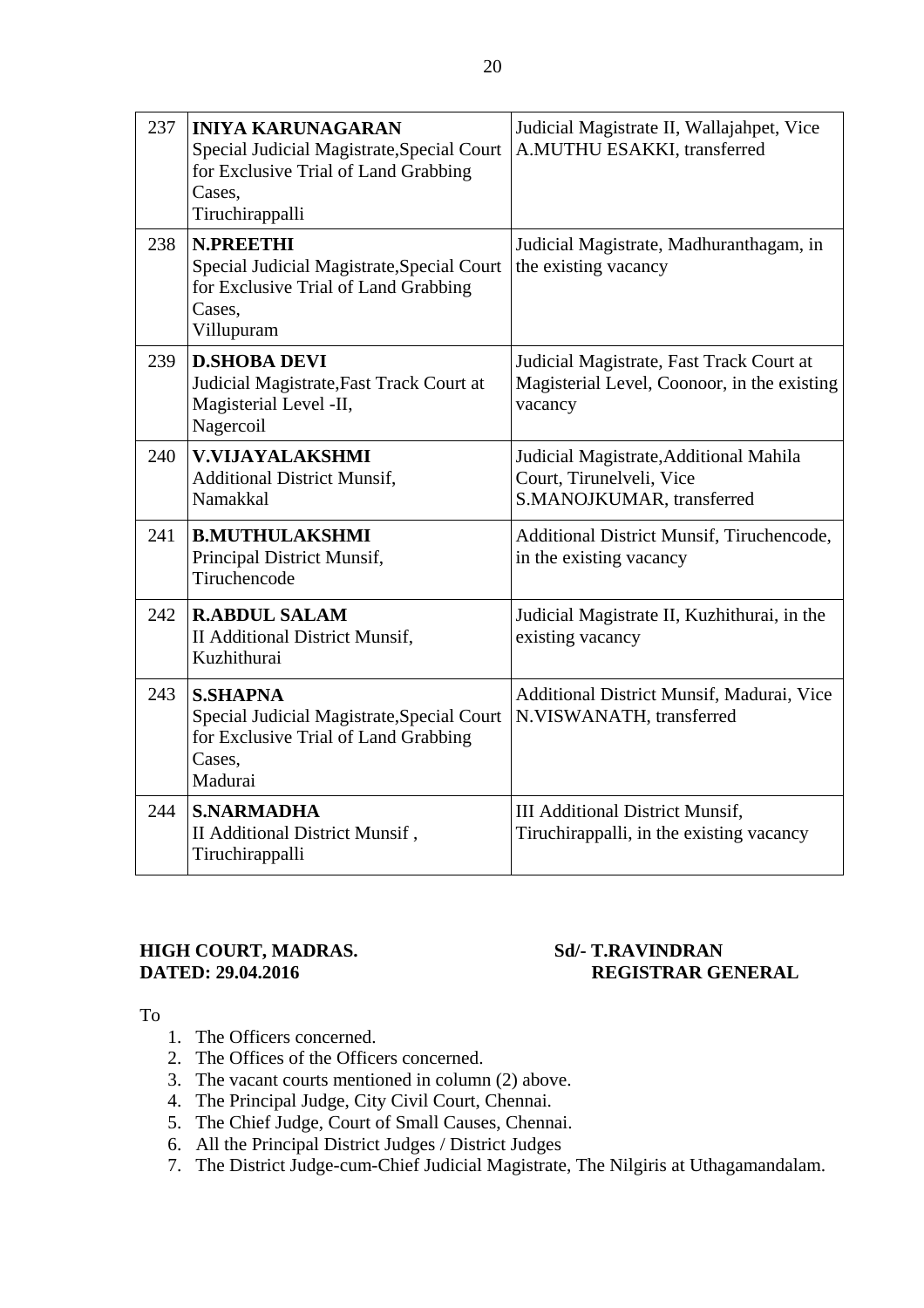| | | |
|---|---|---|
| 237 | **INIYA KARUNAGARAN**<br>Special Judicial Magistrate,Special Court for Exclusive Trial of Land Grabbing Cases,<br>Tiruchirappalli | Judicial Magistrate II, Wallajahpet, Vice A.MUTHU ESAKKI, transferred |
| 238 | **N.PREETHI**<br>Special Judicial Magistrate,Special Court for Exclusive Trial of Land Grabbing Cases,<br>Villupuram | Judicial Magistrate, Madhuranthagam, in the existing vacancy |
| 239 | **D.SHOBA DEVI**<br>Judicial Magistrate,Fast Track Court at Magisterial Level -II,<br>Nagercoil | Judicial Magistrate, Fast Track Court at Magisterial Level, Coonoor, in the existing vacancy |
| 240 | **V.VIJAYALAKSHMI**<br>Additional District Munsif,<br>Namakkal | Judicial Magistrate,Additional Mahila Court, Tirunelveli, Vice S.MANOJKUMAR, transferred |
| 241 | **B.MUTHULAKSHMI**<br>Principal District Munsif,<br>Tiruchencode | Additional District Munsif, Tiruchencode, in the existing vacancy |
| 242 | **R.ABDUL SALAM**<br>II Additional District Munsif,<br>Kuzhithurai | Judicial Magistrate II, Kuzhithurai, in the existing vacancy |
| 243 | **S.SHAPNA**<br>Special Judicial Magistrate,Special Court for Exclusive Trial of Land Grabbing Cases,<br>Madurai | Additional District Munsif, Madurai, Vice N.VISWANATH, transferred |
| 244 | **S.NARMADHA**<br>II Additional District Munsif ,<br>Tiruchirappalli | III Additional District Munsif, Tiruchirappalli, in the existing vacancy |

**HIGH COURT, MADRAS.** **Sd/- T.RAVINDRAN**
**DATED: 29.04.2016** **REGISTRAR GENERAL**

To

1. The Officers concerned.
2. The Offices of the Officers concerned.
3. The vacant courts mentioned in column (2) above.
4. The Principal Judge, City Civil Court, Chennai.
5. The Chief Judge, Court of Small Causes, Chennai.
6. All the Principal District Judges / District Judges
7. The District Judge-cum-Chief Judicial Magistrate, The Nilgiris at Uthagamandalam.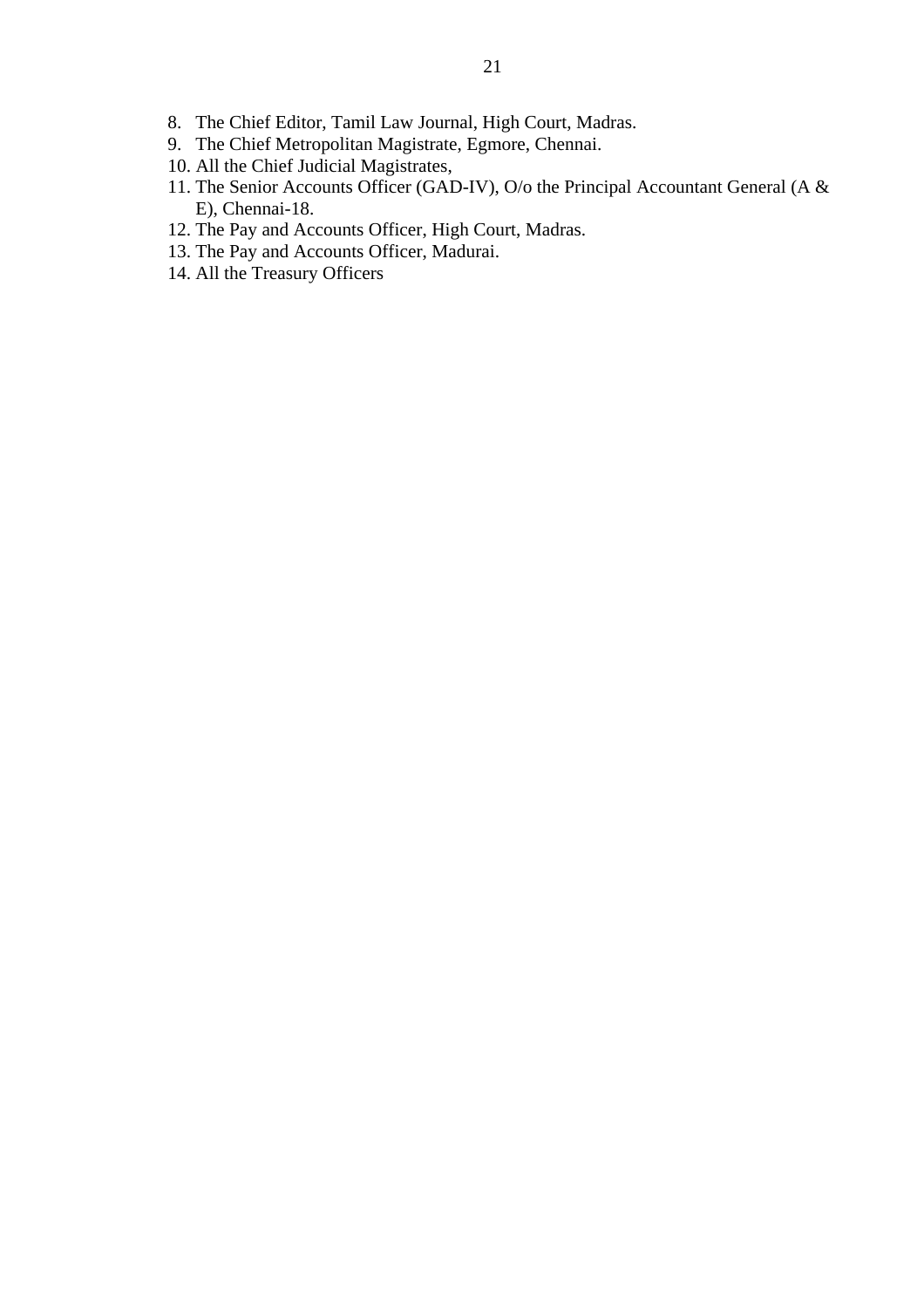8. The Chief Editor, Tamil Law Journal, High Court, Madras.
9. The Chief Metropolitan Magistrate, Egmore, Chennai.
10. All the Chief Judicial Magistrates,
11. The Senior Accounts Officer (GAD-IV), O/o the Principal Accountant General (A & E), Chennai-18.
12. The Pay and Accounts Officer, High Court, Madras.
13. The Pay and Accounts Officer, Madurai.
14. All the Treasury Officers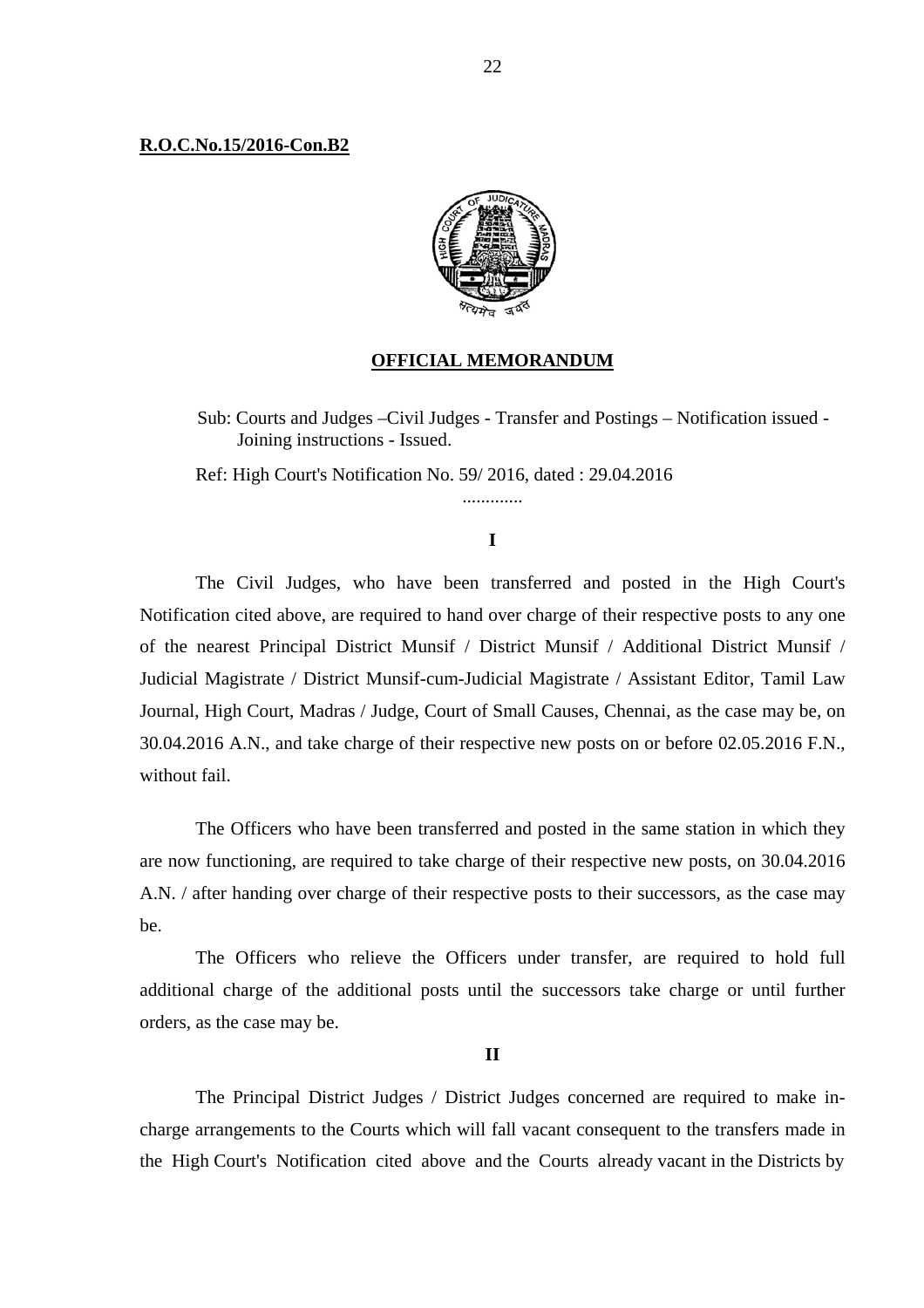**R.O.C.No.15/2016-Con.B2**

**OFFICIAL MEMORANDUM**

Sub: Courts and Judges –Civil Judges - Transfer and Postings – Notification issued - Joining instructions - Issued.

Ref: High Court's Notification No. 59/ 2016, dated : 29.04.2016

.............

**I**

The Civil Judges, who have been transferred and posted in the High Court's Notification cited above, are required to hand over charge of their respective posts to any one of the nearest Principal District Munsif / District Munsif / Additional District Munsif / Judicial Magistrate / District Munsif-cum-Judicial Magistrate / Assistant Editor, Tamil Law Journal, High Court, Madras / Judge, Court of Small Causes, Chennai, as the case may be, on 30.04.2016 A.N., and take charge of their respective new posts on or before 02.05.2016 F.N., without fail.

The Officers who have been transferred and posted in the same station in which they are now functioning, are required to take charge of their respective new posts, on 30.04.2016 A.N. / after handing over charge of their respective posts to their successors, as the case may be.

The Officers who relieve the Officers under transfer, are required to hold full additional charge of the additional posts until the successors take charge or until further orders, as the case may be.

**II**

The Principal District Judges / District Judges concerned are required to make in-charge arrangements to the Courts which will fall vacant consequent to the transfers made in the High Court's Notification cited above and the Courts already vacant in the Districts by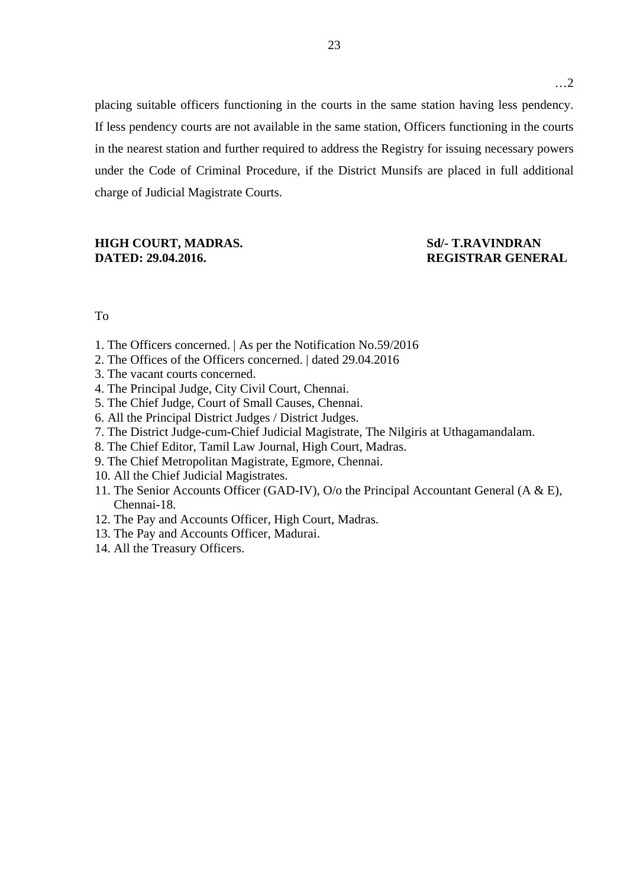…2

placing suitable officers functioning in the courts in the same station having less pendency. If less pendency courts are not available in the same station, Officers functioning in the courts in the nearest station and further required to address the Registry for issuing necessary powers under the Code of Criminal Procedure, if the District Munsifs are placed in full additional charge of Judicial Magistrate Courts.

**HIGH COURT, MADRAS.**
**DATED: 29.04.2016.**

**Sd/- T.RAVINDRAN**
**REGISTRAR GENERAL**

To

1. The Officers concerned. | As per the Notification No.59/2016
2. The Offices of the Officers concerned. | dated 29.04.2016
3. The vacant courts concerned.
4. The Principal Judge, City Civil Court, Chennai.
5. The Chief Judge, Court of Small Causes, Chennai.
6. All the Principal District Judges / District Judges.
7. The District Judge-cum-Chief Judicial Magistrate, The Nilgiris at Uthagamandalam.
8. The Chief Editor, Tamil Law Journal, High Court, Madras.
9. The Chief Metropolitan Magistrate, Egmore, Chennai.
10. All the Chief Judicial Magistrates.
11. The Senior Accounts Officer (GAD-IV), O/o the Principal Accountant General (A & E), Chennai-18.
12. The Pay and Accounts Officer, High Court, Madras.
13. The Pay and Accounts Officer, Madurai.
14. All the Treasury Officers.